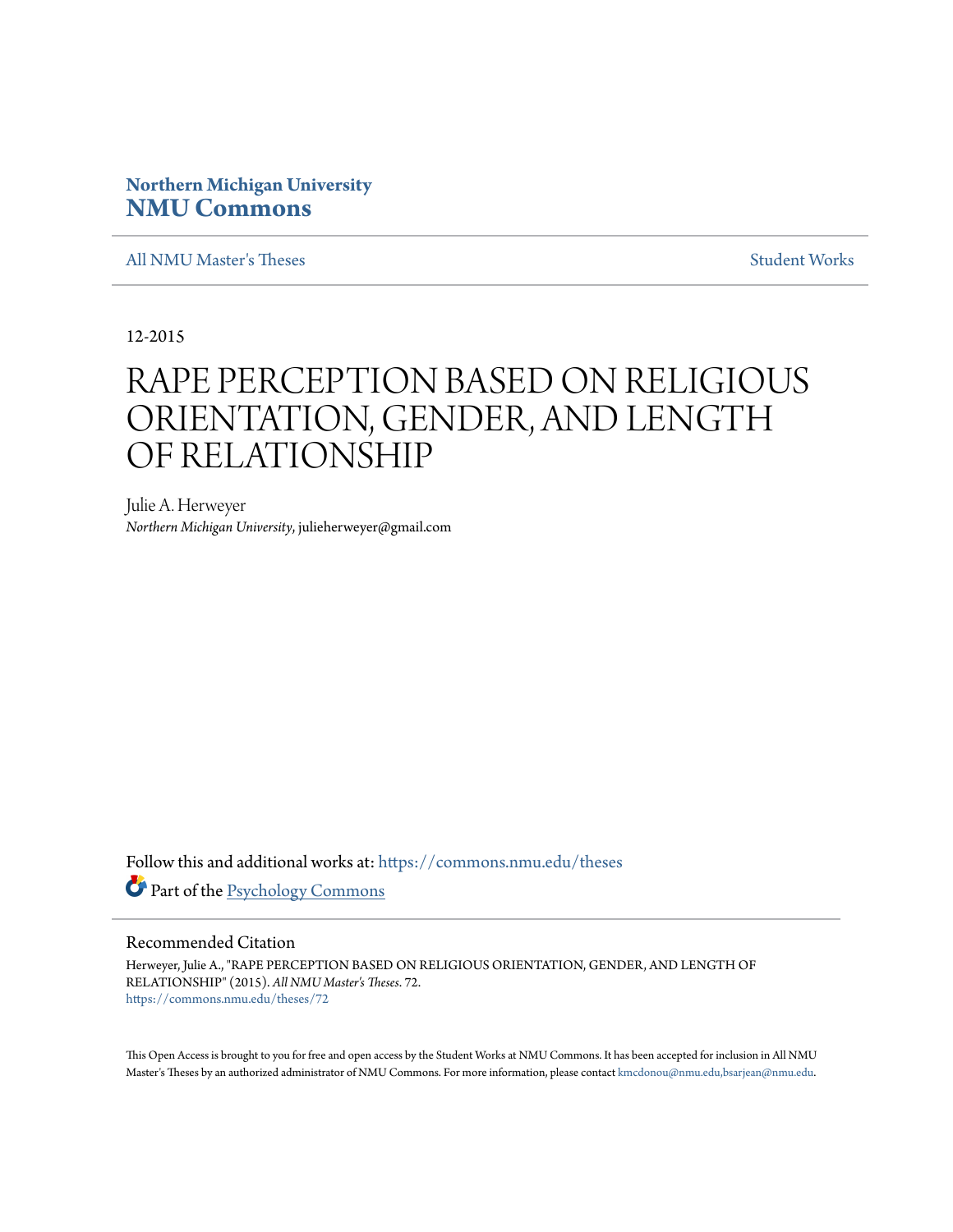**Northern Michigan University**
**NMU Commons**

All NMU Master's Theses | Student Works

12-2015

# RAPE PERCEPTION BASED ON RELIGIOUS ORIENTATION, GENDER, AND LENGTH OF RELATIONSHIP

Julie A. Herweyer
*Northern Michigan University*, julieherweyer@gmail.com

Follow this and additional works at: https://commons.nmu.edu/theses

Part of the Psychology Commons

## Recommended Citation

Herweyer, Julie A., "RAPE PERCEPTION BASED ON RELIGIOUS ORIENTATION, GENDER, AND LENGTH OF RELATIONSHIP" (2015). *All NMU Master's Theses*. 72.
https://commons.nmu.edu/theses/72

This Open Access is brought to you for free and open access by the Student Works at NMU Commons. It has been accepted for inclusion in All NMU Master's Theses by an authorized administrator of NMU Commons. For more information, please contact kmcdonou@nmu.edu,bsarjean@nmu.edu.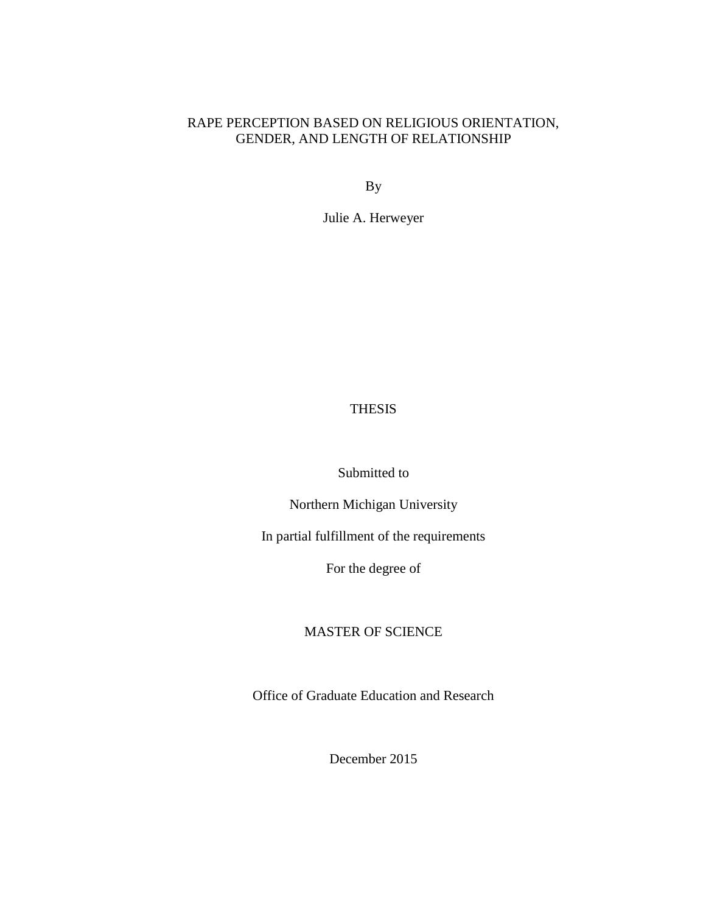# RAPE PERCEPTION BASED ON RELIGIOUS ORIENTATION, GENDER, AND LENGTH OF RELATIONSHIP

By

Julie A. Herweyer

THESIS

Submitted to

Northern Michigan University

In partial fulfillment of the requirements

For the degree of

MASTER OF SCIENCE

Office of Graduate Education and Research

December 2015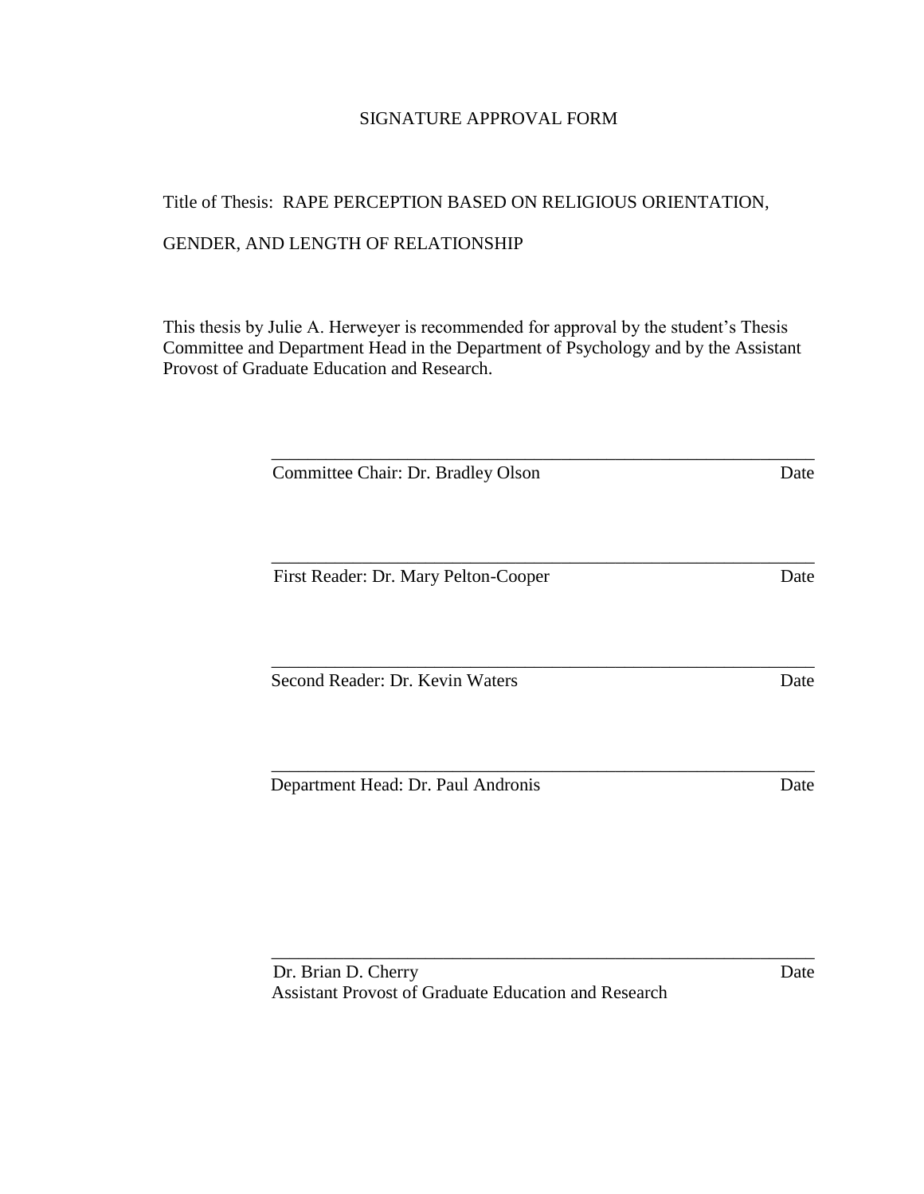SIGNATURE APPROVAL FORM

Title of Thesis: RAPE PERCEPTION BASED ON RELIGIOUS ORIENTATION,

GENDER, AND LENGTH OF RELATIONSHIP

This thesis by Julie A. Herweyer is recommended for approval by the student's Thesis Committee and Department Head in the Department of Psychology and by the Assistant Provost of Graduate Education and Research.

\_\_\_\_\_\_\_\_\_\_\_\_\_\_\_\_\_\_\_\_\_\_\_\_\_\_\_\_\_\_\_\_\_\_\_\_\_\_\_\_\_\_\_\_\_\_\_\_\_\_\_\_\_\_\_\_\_\_

Committee Chair: Dr. Bradley Olson                                                    Date

\_\_\_\_\_\_\_\_\_\_\_\_\_\_\_\_\_\_\_\_\_\_\_\_\_\_\_\_\_\_\_\_\_\_\_\_\_\_\_\_\_\_\_\_\_\_\_\_\_\_\_\_\_\_\_\_\_\_

First Reader: Dr. Mary Pelton-Cooper                                                  Date

\_\_\_\_\_\_\_\_\_\_\_\_\_\_\_\_\_\_\_\_\_\_\_\_\_\_\_\_\_\_\_\_\_\_\_\_\_\_\_\_\_\_\_\_\_\_\_\_\_\_\_\_\_\_\_\_\_\_

Second Reader: Dr. Kevin Waters                                                       Date

\_\_\_\_\_\_\_\_\_\_\_\_\_\_\_\_\_\_\_\_\_\_\_\_\_\_\_\_\_\_\_\_\_\_\_\_\_\_\_\_\_\_\_\_\_\_\_\_\_\_\_\_\_\_\_\_\_\_

Department Head: Dr. Paul Andronis                                                    Date

\_\_\_\_\_\_\_\_\_\_\_\_\_\_\_\_\_\_\_\_\_\_\_\_\_\_\_\_\_\_\_\_\_\_\_\_\_\_\_\_\_\_\_\_\_\_\_\_\_\_\_\_\_\_\_\_\_\_

Dr. Brian D. Cherry                                                                   Date
Assistant Provost of Graduate Education and Research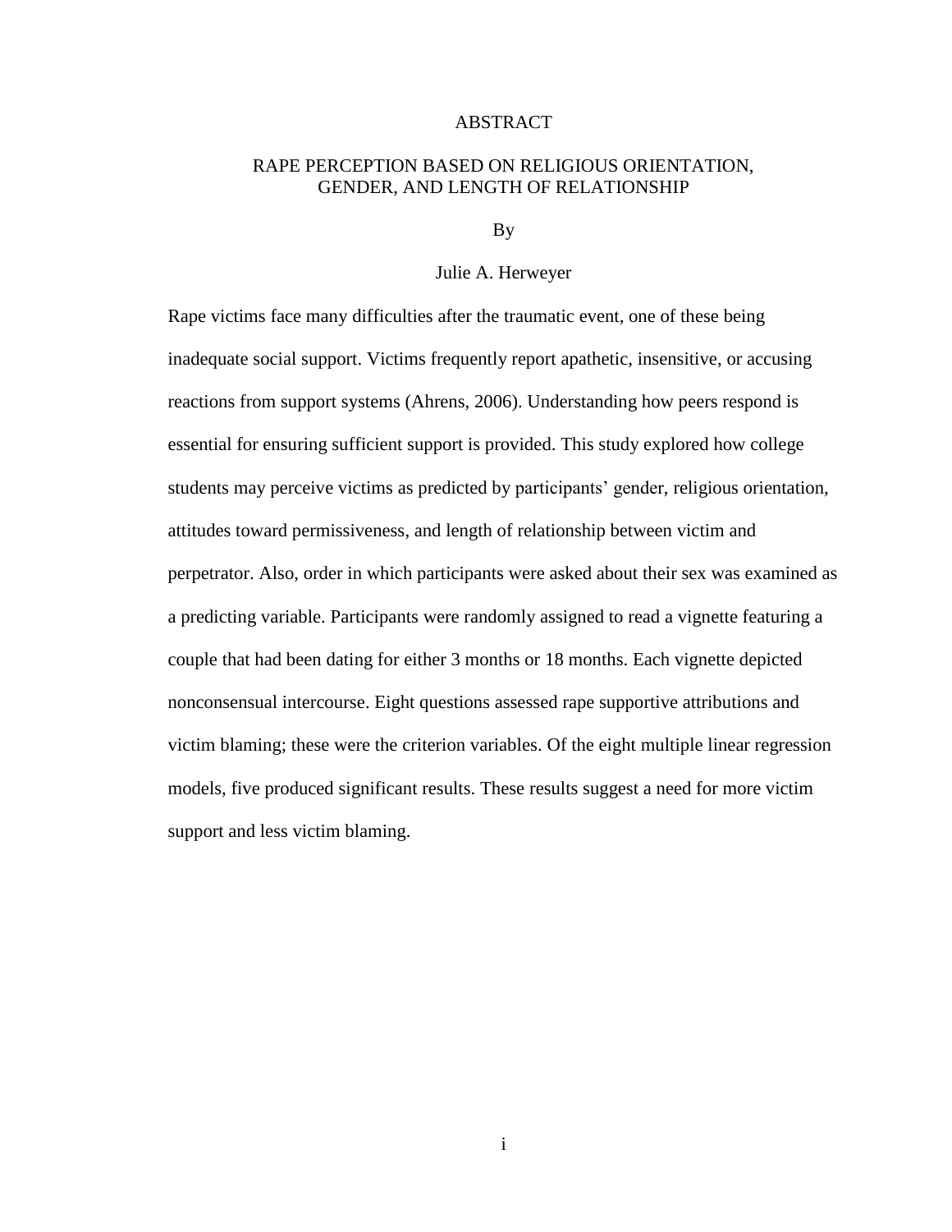# ABSTRACT

## RAPE PERCEPTION BASED ON RELIGIOUS ORIENTATION, GENDER, AND LENGTH OF RELATIONSHIP

By

Julie A. Herweyer

Rape victims face many difficulties after the traumatic event, one of these being inadequate social support. Victims frequently report apathetic, insensitive, or accusing reactions from support systems (Ahrens, 2006). Understanding how peers respond is essential for ensuring sufficient support is provided. This study explored how college students may perceive victims as predicted by participants' gender, religious orientation, attitudes toward permissiveness, and length of relationship between victim and perpetrator. Also, order in which participants were asked about their sex was examined as a predicting variable. Participants were randomly assigned to read a vignette featuring a couple that had been dating for either 3 months or 18 months. Each vignette depicted nonconsensual intercourse. Eight questions assessed rape supportive attributions and victim blaming; these were the criterion variables. Of the eight multiple linear regression models, five produced significant results. These results suggest a need for more victim support and less victim blaming.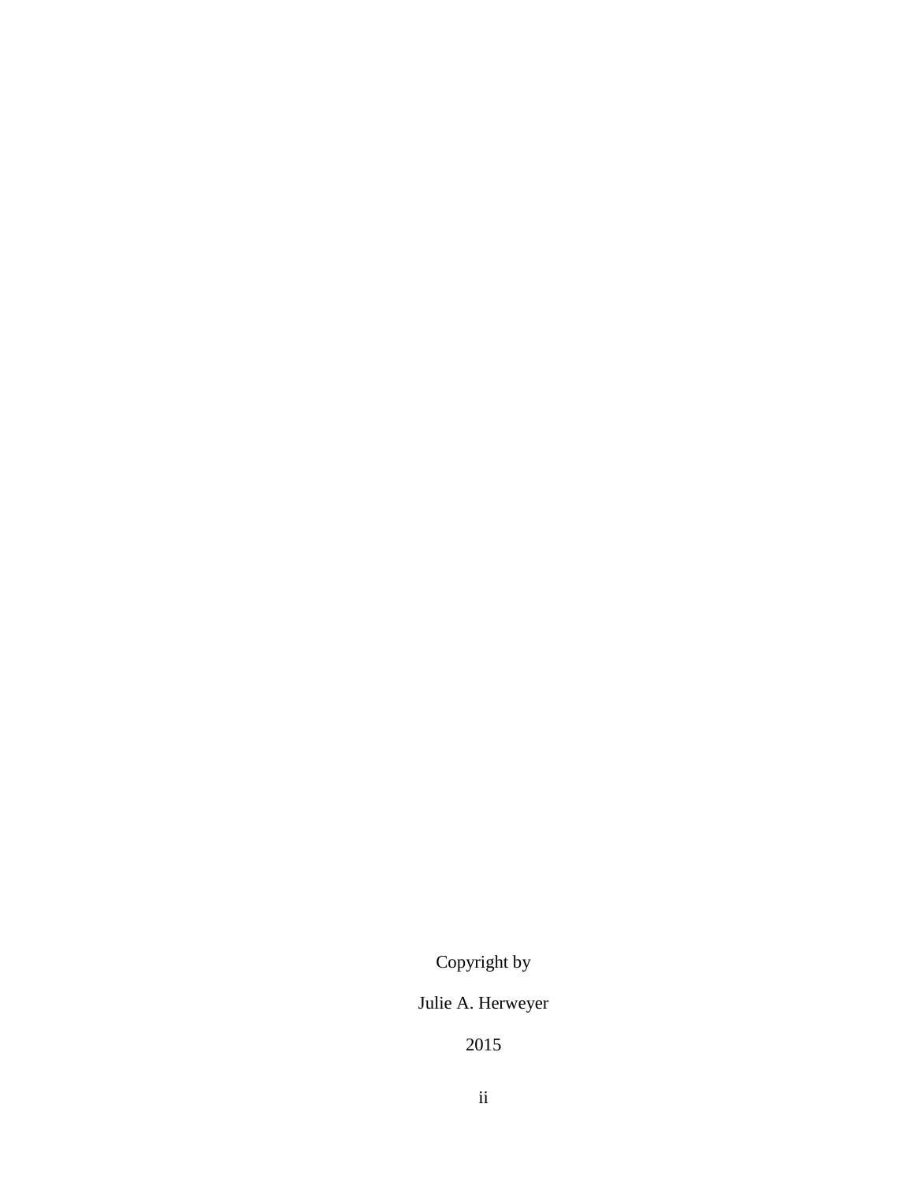Copyright by

Julie A. Herweyer

2015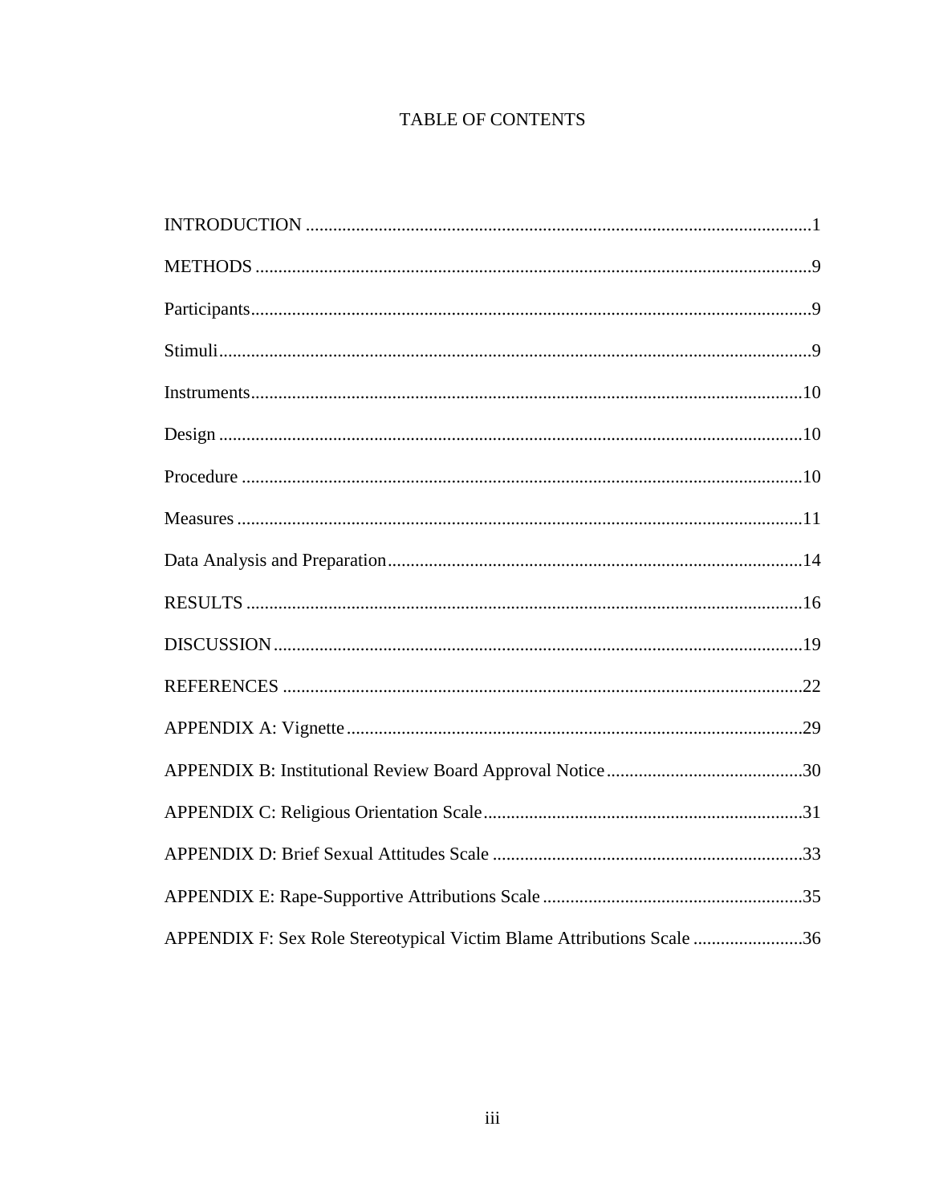# TABLE OF CONTENTS

INTRODUCTION ..... 1

METHODS ..... 9

Participants ..... 9

Stimuli ..... 9

Instruments ..... 10

Design ..... 10

Procedure ..... 10

Measures ..... 11

Data Analysis and Preparation ..... 14

RESULTS ..... 16

DISCUSSION ..... 19

REFERENCES ..... 22

APPENDIX A: Vignette ..... 29

APPENDIX B: Institutional Review Board Approval Notice ..... 30

APPENDIX C: Religious Orientation Scale ..... 31

APPENDIX D: Brief Sexual Attitudes Scale ..... 33

APPENDIX E: Rape-Supportive Attributions Scale ..... 35

APPENDIX F: Sex Role Stereotypical Victim Blame Attributions Scale ..... 36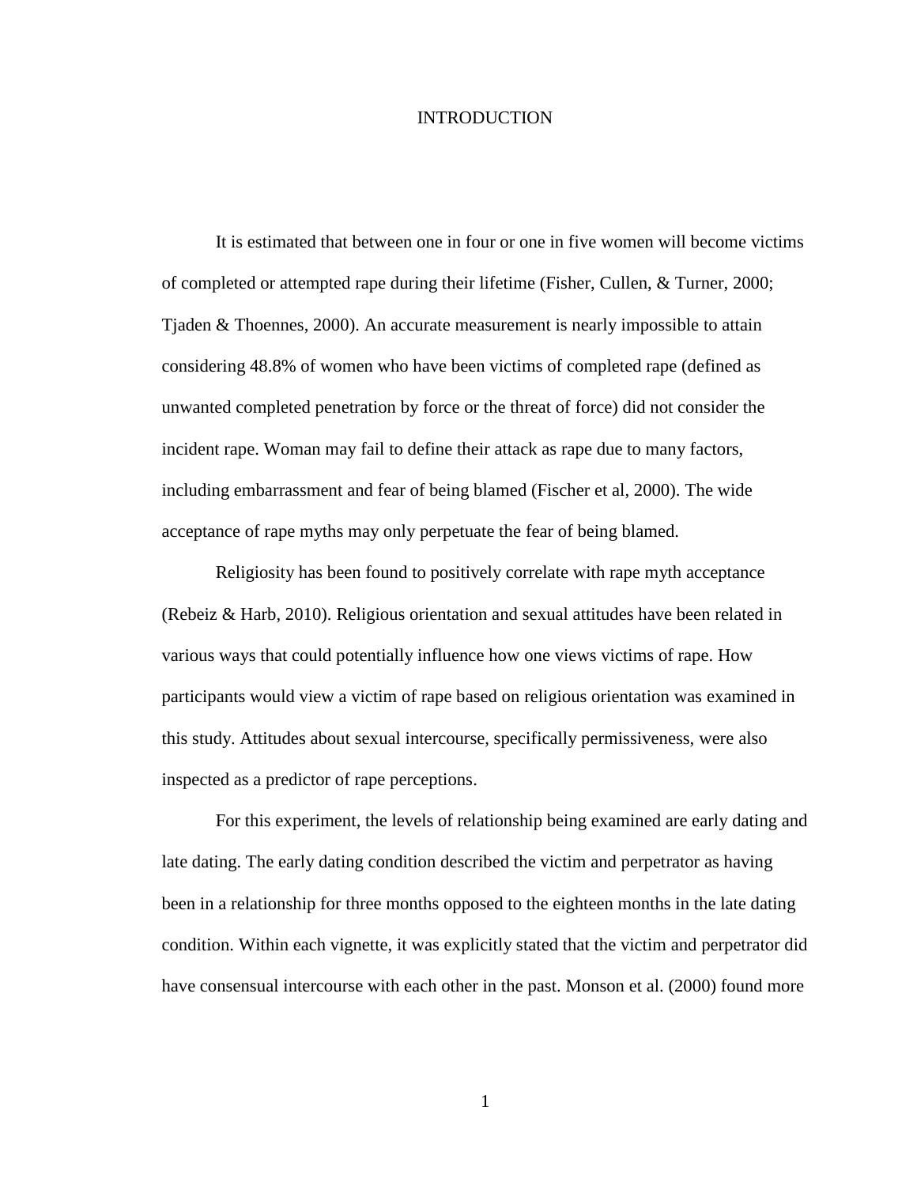# INTRODUCTION

It is estimated that between one in four or one in five women will become victims of completed or attempted rape during their lifetime (Fisher, Cullen, & Turner, 2000; Tjaden & Thoennes, 2000). An accurate measurement is nearly impossible to attain considering 48.8% of women who have been victims of completed rape (defined as unwanted completed penetration by force or the threat of force) did not consider the incident rape. Woman may fail to define their attack as rape due to many factors, including embarrassment and fear of being blamed (Fischer et al, 2000). The wide acceptance of rape myths may only perpetuate the fear of being blamed.

Religiosity has been found to positively correlate with rape myth acceptance (Rebeiz & Harb, 2010). Religious orientation and sexual attitudes have been related in various ways that could potentially influence how one views victims of rape. How participants would view a victim of rape based on religious orientation was examined in this study. Attitudes about sexual intercourse, specifically permissiveness, were also inspected as a predictor of rape perceptions.

For this experiment, the levels of relationship being examined are early dating and late dating. The early dating condition described the victim and perpetrator as having been in a relationship for three months opposed to the eighteen months in the late dating condition. Within each vignette, it was explicitly stated that the victim and perpetrator did have consensual intercourse with each other in the past. Monson et al. (2000) found more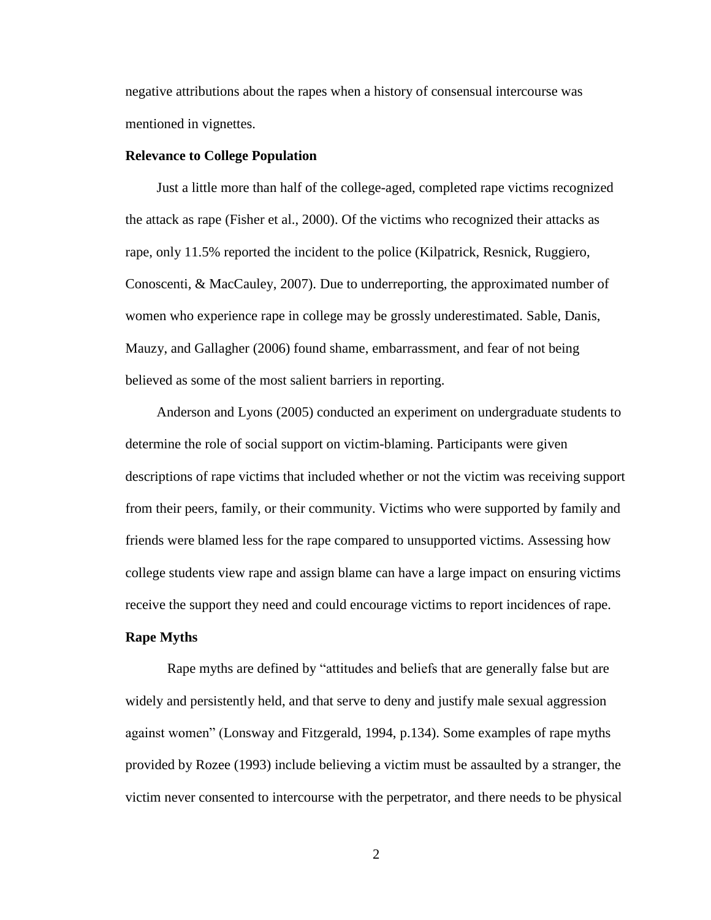negative attributions about the rapes when a history of consensual intercourse was mentioned in vignettes.

**Relevance to College Population**

Just a little more than half of the college-aged, completed rape victims recognized the attack as rape (Fisher et al., 2000). Of the victims who recognized their attacks as rape, only 11.5% reported the incident to the police (Kilpatrick, Resnick, Ruggiero, Conoscenti, & MacCauley, 2007). Due to underreporting, the approximated number of women who experience rape in college may be grossly underestimated. Sable, Danis, Mauzy, and Gallagher (2006) found shame, embarrassment, and fear of not being believed as some of the most salient barriers in reporting.

Anderson and Lyons (2005) conducted an experiment on undergraduate students to determine the role of social support on victim-blaming. Participants were given descriptions of rape victims that included whether or not the victim was receiving support from their peers, family, or their community. Victims who were supported by family and friends were blamed less for the rape compared to unsupported victims. Assessing how college students view rape and assign blame can have a large impact on ensuring victims receive the support they need and could encourage victims to report incidences of rape.

**Rape Myths**

Rape myths are defined by "attitudes and beliefs that are generally false but are widely and persistently held, and that serve to deny and justify male sexual aggression against women" (Lonsway and Fitzgerald, 1994, p.134). Some examples of rape myths provided by Rozee (1993) include believing a victim must be assaulted by a stranger, the victim never consented to intercourse with the perpetrator, and there needs to be physical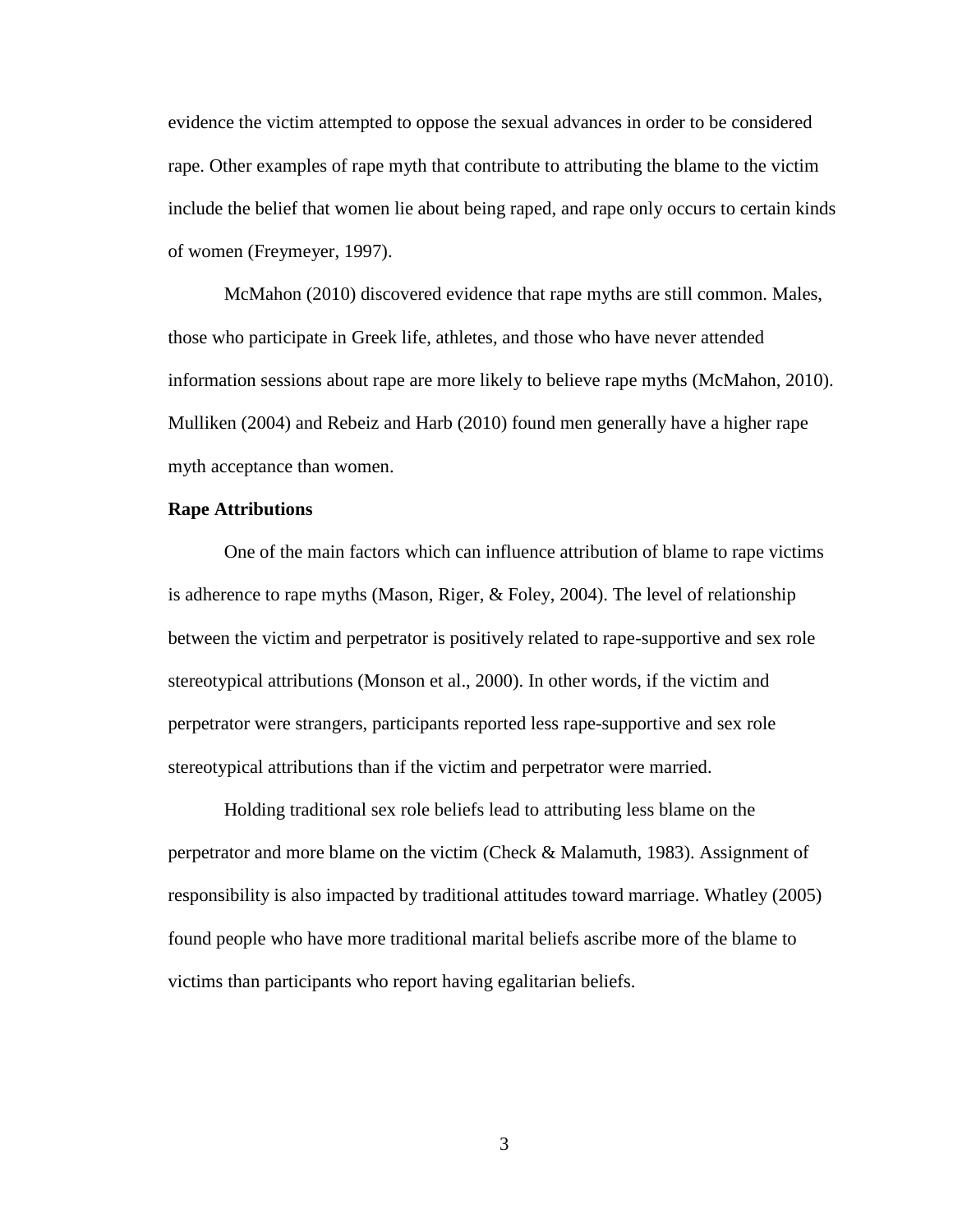evidence the victim attempted to oppose the sexual advances in order to be considered rape. Other examples of rape myth that contribute to attributing the blame to the victim include the belief that women lie about being raped, and rape only occurs to certain kinds of women (Freymeyer, 1997).

McMahon (2010) discovered evidence that rape myths are still common. Males, those who participate in Greek life, athletes, and those who have never attended information sessions about rape are more likely to believe rape myths (McMahon, 2010). Mulliken (2004) and Rebeiz and Harb (2010) found men generally have a higher rape myth acceptance than women.

**Rape Attributions**

One of the main factors which can influence attribution of blame to rape victims is adherence to rape myths (Mason, Riger, & Foley, 2004). The level of relationship between the victim and perpetrator is positively related to rape-supportive and sex role stereotypical attributions (Monson et al., 2000). In other words, if the victim and perpetrator were strangers, participants reported less rape-supportive and sex role stereotypical attributions than if the victim and perpetrator were married.

Holding traditional sex role beliefs lead to attributing less blame on the perpetrator and more blame on the victim (Check & Malamuth, 1983). Assignment of responsibility is also impacted by traditional attitudes toward marriage. Whatley (2005) found people who have more traditional marital beliefs ascribe more of the blame to victims than participants who report having egalitarian beliefs.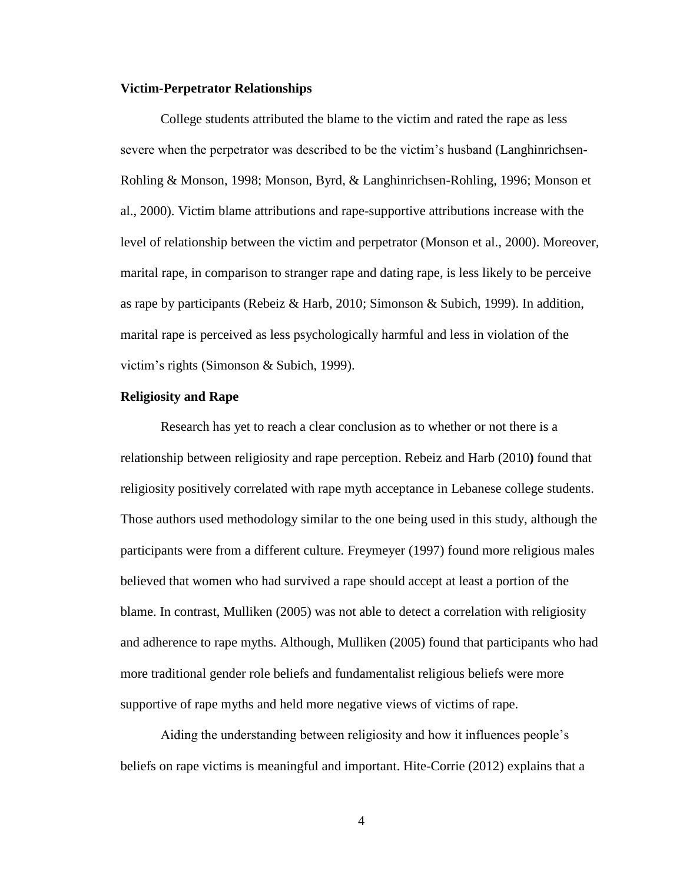### Victim-Perpetrator Relationships

College students attributed the blame to the victim and rated the rape as less severe when the perpetrator was described to be the victim's husband (Langhinrichsen-Rohling & Monson, 1998; Monson, Byrd, & Langhinrichsen-Rohling, 1996; Monson et al., 2000). Victim blame attributions and rape-supportive attributions increase with the level of relationship between the victim and perpetrator (Monson et al., 2000). Moreover, marital rape, in comparison to stranger rape and dating rape, is less likely to be perceive as rape by participants (Rebeiz & Harb, 2010; Simonson & Subich, 1999). In addition, marital rape is perceived as less psychologically harmful and less in violation of the victim's rights (Simonson & Subich, 1999).

### Religiosity and Rape

Research has yet to reach a clear conclusion as to whether or not there is a relationship between religiosity and rape perception. Rebeiz and Harb (2010**)** found that religiosity positively correlated with rape myth acceptance in Lebanese college students. Those authors used methodology similar to the one being used in this study, although the participants were from a different culture. Freymeyer (1997) found more religious males believed that women who had survived a rape should accept at least a portion of the blame. In contrast, Mulliken (2005) was not able to detect a correlation with religiosity and adherence to rape myths. Although, Mulliken (2005) found that participants who had more traditional gender role beliefs and fundamentalist religious beliefs were more supportive of rape myths and held more negative views of victims of rape.

Aiding the understanding between religiosity and how it influences people's beliefs on rape victims is meaningful and important. Hite-Corrie (2012) explains that a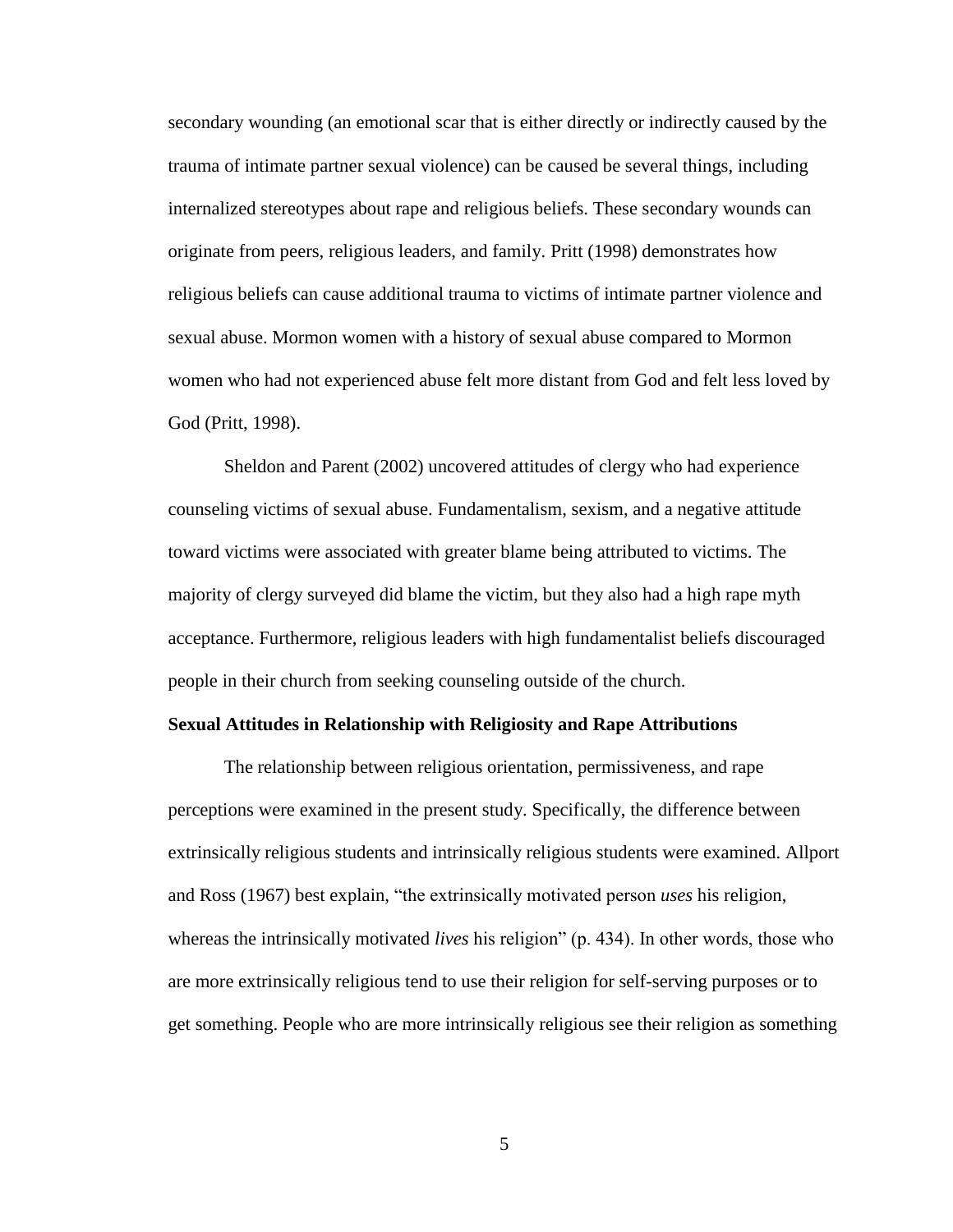secondary wounding (an emotional scar that is either directly or indirectly caused by the trauma of intimate partner sexual violence) can be caused be several things, including internalized stereotypes about rape and religious beliefs. These secondary wounds can originate from peers, religious leaders, and family. Pritt (1998) demonstrates how religious beliefs can cause additional trauma to victims of intimate partner violence and sexual abuse. Mormon women with a history of sexual abuse compared to Mormon women who had not experienced abuse felt more distant from God and felt less loved by God (Pritt, 1998).

Sheldon and Parent (2002) uncovered attitudes of clergy who had experience counseling victims of sexual abuse. Fundamentalism, sexism, and a negative attitude toward victims were associated with greater blame being attributed to victims. The majority of clergy surveyed did blame the victim, but they also had a high rape myth acceptance. Furthermore, religious leaders with high fundamentalist beliefs discouraged people in their church from seeking counseling outside of the church.

**Sexual Attitudes in Relationship with Religiosity and Rape Attributions**

The relationship between religious orientation, permissiveness, and rape perceptions were examined in the present study. Specifically, the difference between extrinsically religious students and intrinsically religious students were examined. Allport and Ross (1967) best explain, “the extrinsically motivated person *uses* his religion, whereas the intrinsically motivated *lives* his religion” (p. 434). In other words, those who are more extrinsically religious tend to use their religion for self-serving purposes or to get something. People who are more intrinsically religious see their religion as something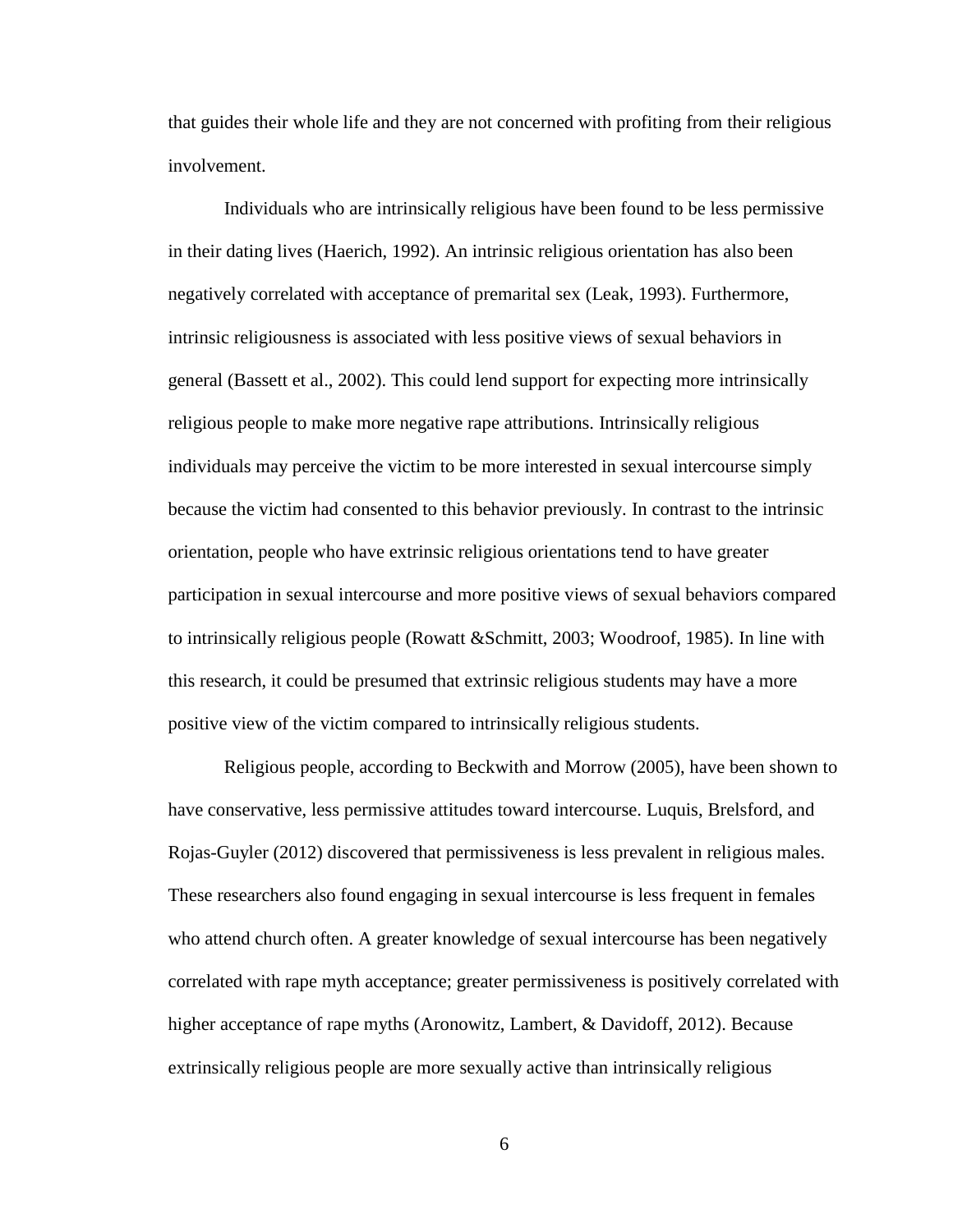that guides their whole life and they are not concerned with profiting from their religious involvement.

Individuals who are intrinsically religious have been found to be less permissive in their dating lives (Haerich, 1992). An intrinsic religious orientation has also been negatively correlated with acceptance of premarital sex (Leak, 1993). Furthermore, intrinsic religiousness is associated with less positive views of sexual behaviors in general (Bassett et al., 2002). This could lend support for expecting more intrinsically religious people to make more negative rape attributions. Intrinsically religious individuals may perceive the victim to be more interested in sexual intercourse simply because the victim had consented to this behavior previously. In contrast to the intrinsic orientation, people who have extrinsic religious orientations tend to have greater participation in sexual intercourse and more positive views of sexual behaviors compared to intrinsically religious people (Rowatt &Schmitt, 2003; Woodroof, 1985). In line with this research, it could be presumed that extrinsic religious students may have a more positive view of the victim compared to intrinsically religious students.

Religious people, according to Beckwith and Morrow (2005), have been shown to have conservative, less permissive attitudes toward intercourse. Luquis, Brelsford, and Rojas-Guyler (2012) discovered that permissiveness is less prevalent in religious males. These researchers also found engaging in sexual intercourse is less frequent in females who attend church often. A greater knowledge of sexual intercourse has been negatively correlated with rape myth acceptance; greater permissiveness is positively correlated with higher acceptance of rape myths (Aronowitz, Lambert, & Davidoff, 2012). Because extrinsically religious people are more sexually active than intrinsically religious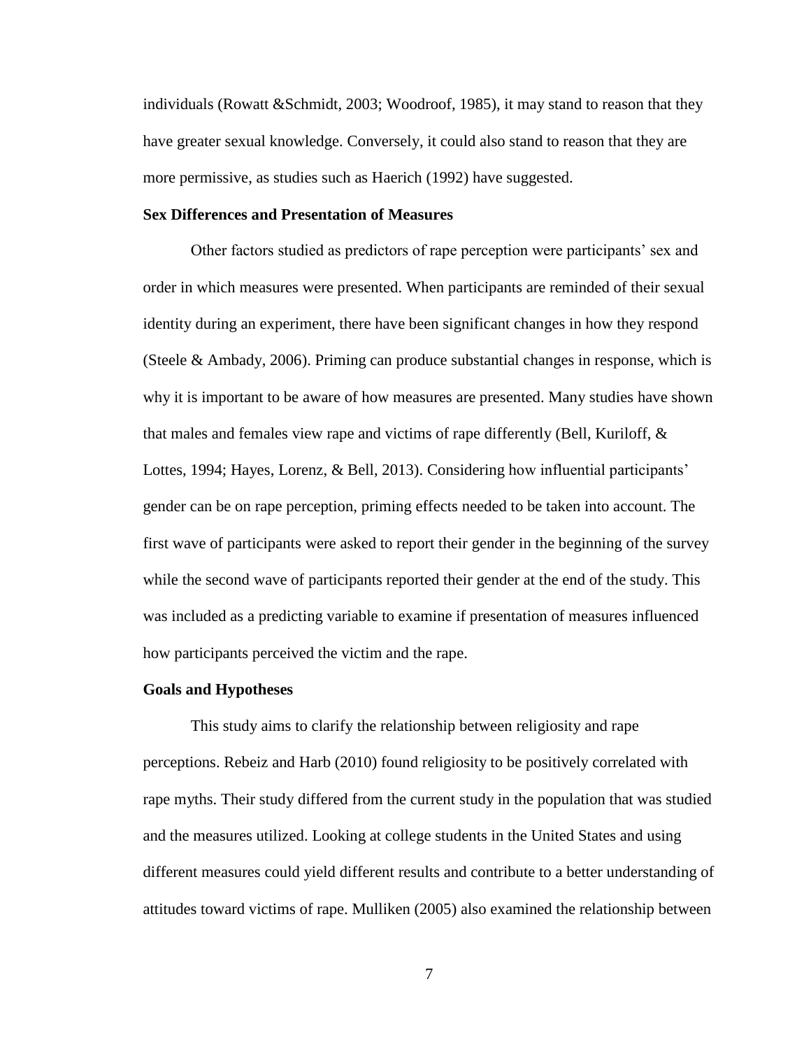individuals (Rowatt &Schmidt, 2003; Woodroof, 1985), it may stand to reason that they have greater sexual knowledge. Conversely, it could also stand to reason that they are more permissive, as studies such as Haerich (1992) have suggested.

**Sex Differences and Presentation of Measures**

Other factors studied as predictors of rape perception were participants' sex and order in which measures were presented. When participants are reminded of their sexual identity during an experiment, there have been significant changes in how they respond (Steele & Ambady, 2006). Priming can produce substantial changes in response, which is why it is important to be aware of how measures are presented. Many studies have shown that males and females view rape and victims of rape differently (Bell, Kuriloff, & Lottes, 1994; Hayes, Lorenz, & Bell, 2013). Considering how influential participants' gender can be on rape perception, priming effects needed to be taken into account. The first wave of participants were asked to report their gender in the beginning of the survey while the second wave of participants reported their gender at the end of the study. This was included as a predicting variable to examine if presentation of measures influenced how participants perceived the victim and the rape.

**Goals and Hypotheses**

This study aims to clarify the relationship between religiosity and rape perceptions. Rebeiz and Harb (2010) found religiosity to be positively correlated with rape myths. Their study differed from the current study in the population that was studied and the measures utilized. Looking at college students in the United States and using different measures could yield different results and contribute to a better understanding of attitudes toward victims of rape. Mulliken (2005) also examined the relationship between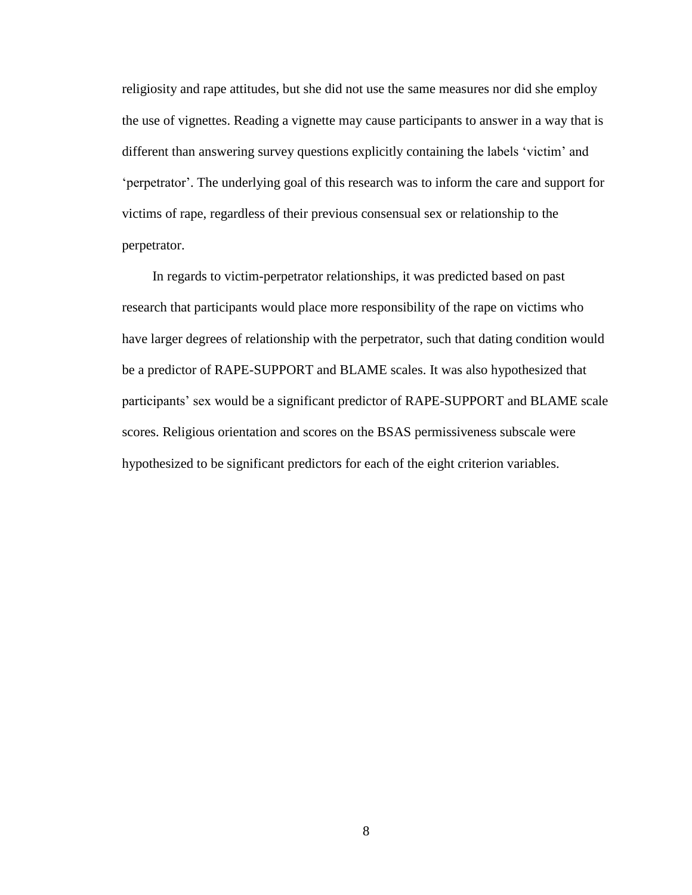religiosity and rape attitudes, but she did not use the same measures nor did she employ the use of vignettes. Reading a vignette may cause participants to answer in a way that is different than answering survey questions explicitly containing the labels 'victim' and 'perpetrator'. The underlying goal of this research was to inform the care and support for victims of rape, regardless of their previous consensual sex or relationship to the perpetrator.

In regards to victim-perpetrator relationships, it was predicted based on past research that participants would place more responsibility of the rape on victims who have larger degrees of relationship with the perpetrator, such that dating condition would be a predictor of RAPE-SUPPORT and BLAME scales. It was also hypothesized that participants' sex would be a significant predictor of RAPE-SUPPORT and BLAME scale scores. Religious orientation and scores on the BSAS permissiveness subscale were hypothesized to be significant predictors for each of the eight criterion variables.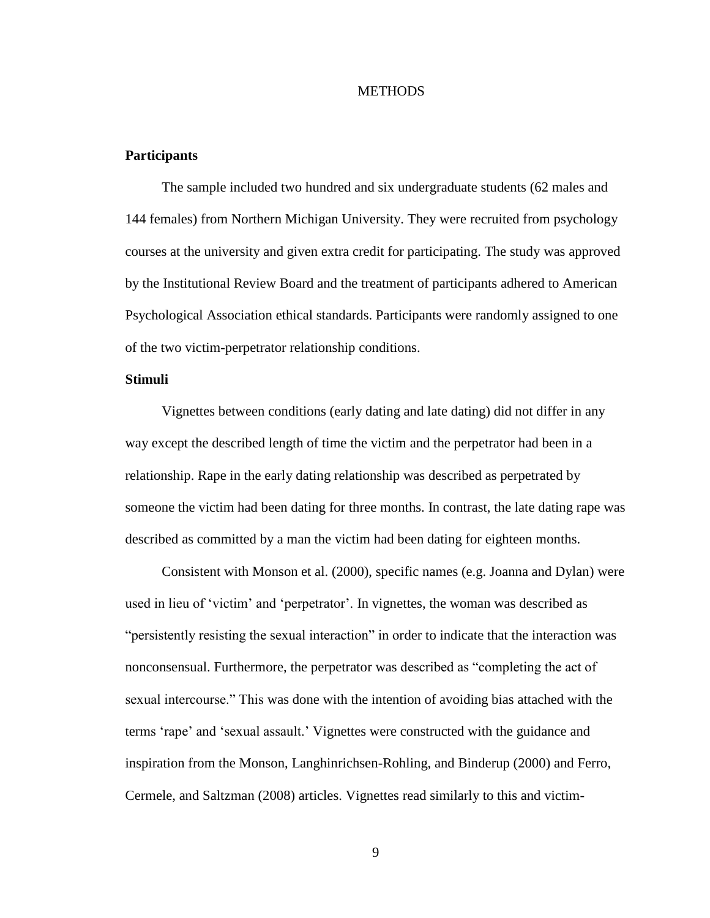# METHODS

## Participants

The sample included two hundred and six undergraduate students (62 males and 144 females) from Northern Michigan University. They were recruited from psychology courses at the university and given extra credit for participating. The study was approved by the Institutional Review Board and the treatment of participants adhered to American Psychological Association ethical standards. Participants were randomly assigned to one of the two victim-perpetrator relationship conditions.

## Stimuli

Vignettes between conditions (early dating and late dating) did not differ in any way except the described length of time the victim and the perpetrator had been in a relationship. Rape in the early dating relationship was described as perpetrated by someone the victim had been dating for three months. In contrast, the late dating rape was described as committed by a man the victim had been dating for eighteen months.

Consistent with Monson et al. (2000), specific names (e.g. Joanna and Dylan) were used in lieu of 'victim' and 'perpetrator'. In vignettes, the woman was described as "persistently resisting the sexual interaction" in order to indicate that the interaction was nonconsensual. Furthermore, the perpetrator was described as "completing the act of sexual intercourse." This was done with the intention of avoiding bias attached with the terms 'rape' and 'sexual assault.' Vignettes were constructed with the guidance and inspiration from the Monson, Langhinrichsen-Rohling, and Binderup (2000) and Ferro, Cermele, and Saltzman (2008) articles. Vignettes read similarly to this and victim-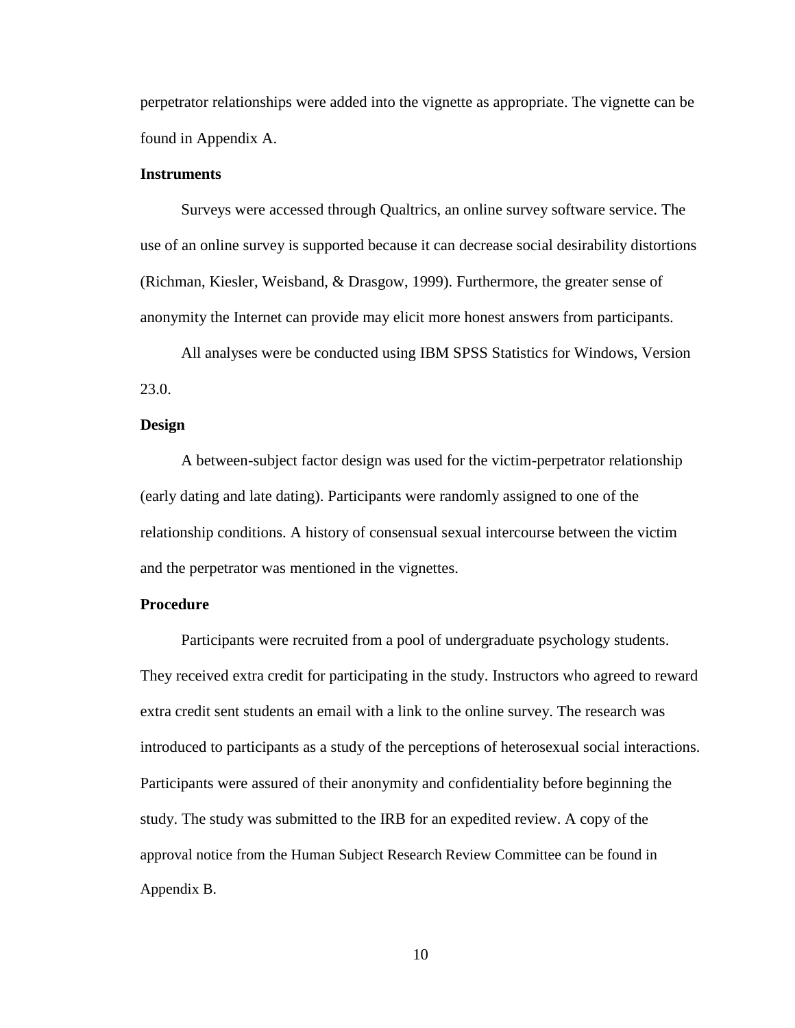perpetrator relationships were added into the vignette as appropriate. The vignette can be found in Appendix A.

**Instruments**

Surveys were accessed through Qualtrics, an online survey software service. The use of an online survey is supported because it can decrease social desirability distortions (Richman, Kiesler, Weisband, & Drasgow, 1999). Furthermore, the greater sense of anonymity the Internet can provide may elicit more honest answers from participants.

All analyses were be conducted using IBM SPSS Statistics for Windows, Version 23.0.

**Design**

A between-subject factor design was used for the victim-perpetrator relationship (early dating and late dating). Participants were randomly assigned to one of the relationship conditions. A history of consensual sexual intercourse between the victim and the perpetrator was mentioned in the vignettes.

**Procedure**

Participants were recruited from a pool of undergraduate psychology students. They received extra credit for participating in the study. Instructors who agreed to reward extra credit sent students an email with a link to the online survey. The research was introduced to participants as a study of the perceptions of heterosexual social interactions. Participants were assured of their anonymity and confidentiality before beginning the study. The study was submitted to the IRB for an expedited review. A copy of the approval notice from the Human Subject Research Review Committee can be found in Appendix B.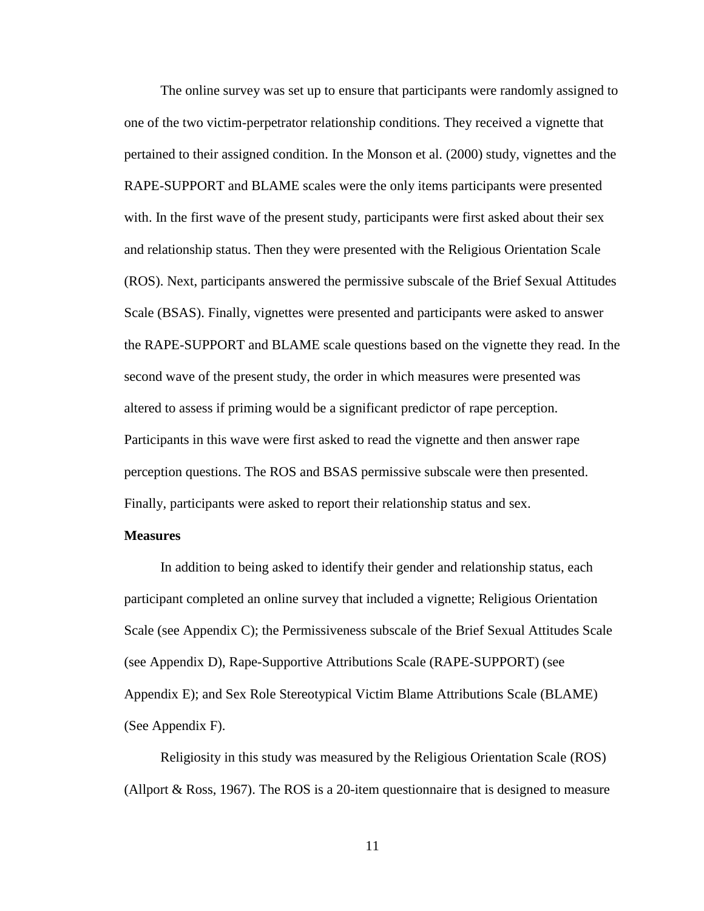The online survey was set up to ensure that participants were randomly assigned to one of the two victim-perpetrator relationship conditions. They received a vignette that pertained to their assigned condition. In the Monson et al. (2000) study, vignettes and the RAPE-SUPPORT and BLAME scales were the only items participants were presented with. In the first wave of the present study, participants were first asked about their sex and relationship status. Then they were presented with the Religious Orientation Scale (ROS). Next, participants answered the permissive subscale of the Brief Sexual Attitudes Scale (BSAS). Finally, vignettes were presented and participants were asked to answer the RAPE-SUPPORT and BLAME scale questions based on the vignette they read. In the second wave of the present study, the order in which measures were presented was altered to assess if priming would be a significant predictor of rape perception. Participants in this wave were first asked to read the vignette and then answer rape perception questions. The ROS and BSAS permissive subscale were then presented. Finally, participants were asked to report their relationship status and sex.

**Measures**

In addition to being asked to identify their gender and relationship status, each participant completed an online survey that included a vignette; Religious Orientation Scale (see Appendix C); the Permissiveness subscale of the Brief Sexual Attitudes Scale (see Appendix D), Rape-Supportive Attributions Scale (RAPE-SUPPORT) (see Appendix E); and Sex Role Stereotypical Victim Blame Attributions Scale (BLAME) (See Appendix F).

Religiosity in this study was measured by the Religious Orientation Scale (ROS) (Allport & Ross, 1967). The ROS is a 20-item questionnaire that is designed to measure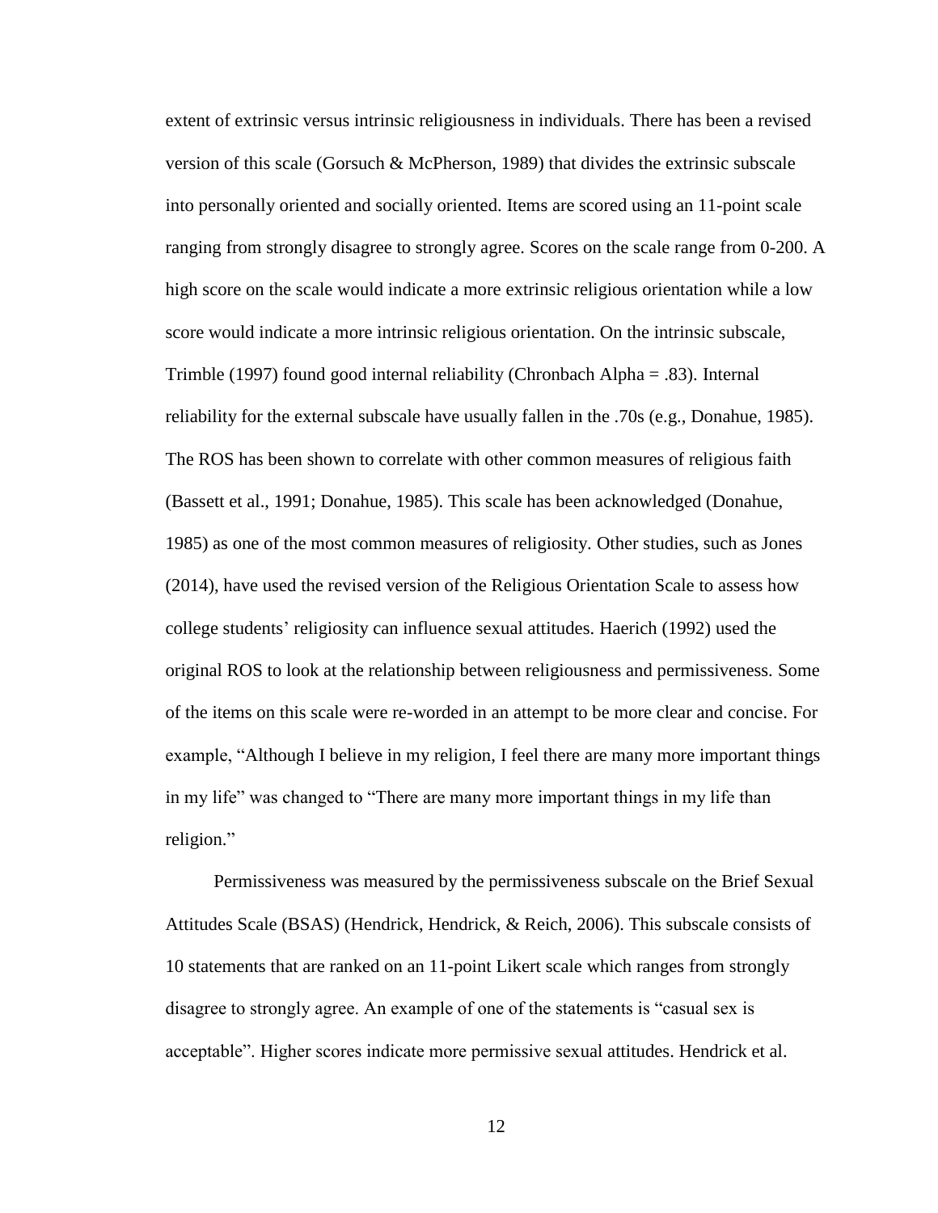extent of extrinsic versus intrinsic religiousness in individuals. There has been a revised version of this scale (Gorsuch & McPherson, 1989) that divides the extrinsic subscale into personally oriented and socially oriented. Items are scored using an 11-point scale ranging from strongly disagree to strongly agree. Scores on the scale range from 0-200. A high score on the scale would indicate a more extrinsic religious orientation while a low score would indicate a more intrinsic religious orientation. On the intrinsic subscale, Trimble (1997) found good internal reliability (Chronbach Alpha = .83). Internal reliability for the external subscale have usually fallen in the .70s (e.g., Donahue, 1985). The ROS has been shown to correlate with other common measures of religious faith (Bassett et al., 1991; Donahue, 1985). This scale has been acknowledged (Donahue, 1985) as one of the most common measures of religiosity. Other studies, such as Jones (2014), have used the revised version of the Religious Orientation Scale to assess how college students' religiosity can influence sexual attitudes. Haerich (1992) used the original ROS to look at the relationship between religiousness and permissiveness. Some of the items on this scale were re-worded in an attempt to be more clear and concise. For example, "Although I believe in my religion, I feel there are many more important things in my life" was changed to "There are many more important things in my life than religion."

Permissiveness was measured by the permissiveness subscale on the Brief Sexual Attitudes Scale (BSAS) (Hendrick, Hendrick, & Reich, 2006). This subscale consists of 10 statements that are ranked on an 11-point Likert scale which ranges from strongly disagree to strongly agree. An example of one of the statements is "casual sex is acceptable". Higher scores indicate more permissive sexual attitudes. Hendrick et al.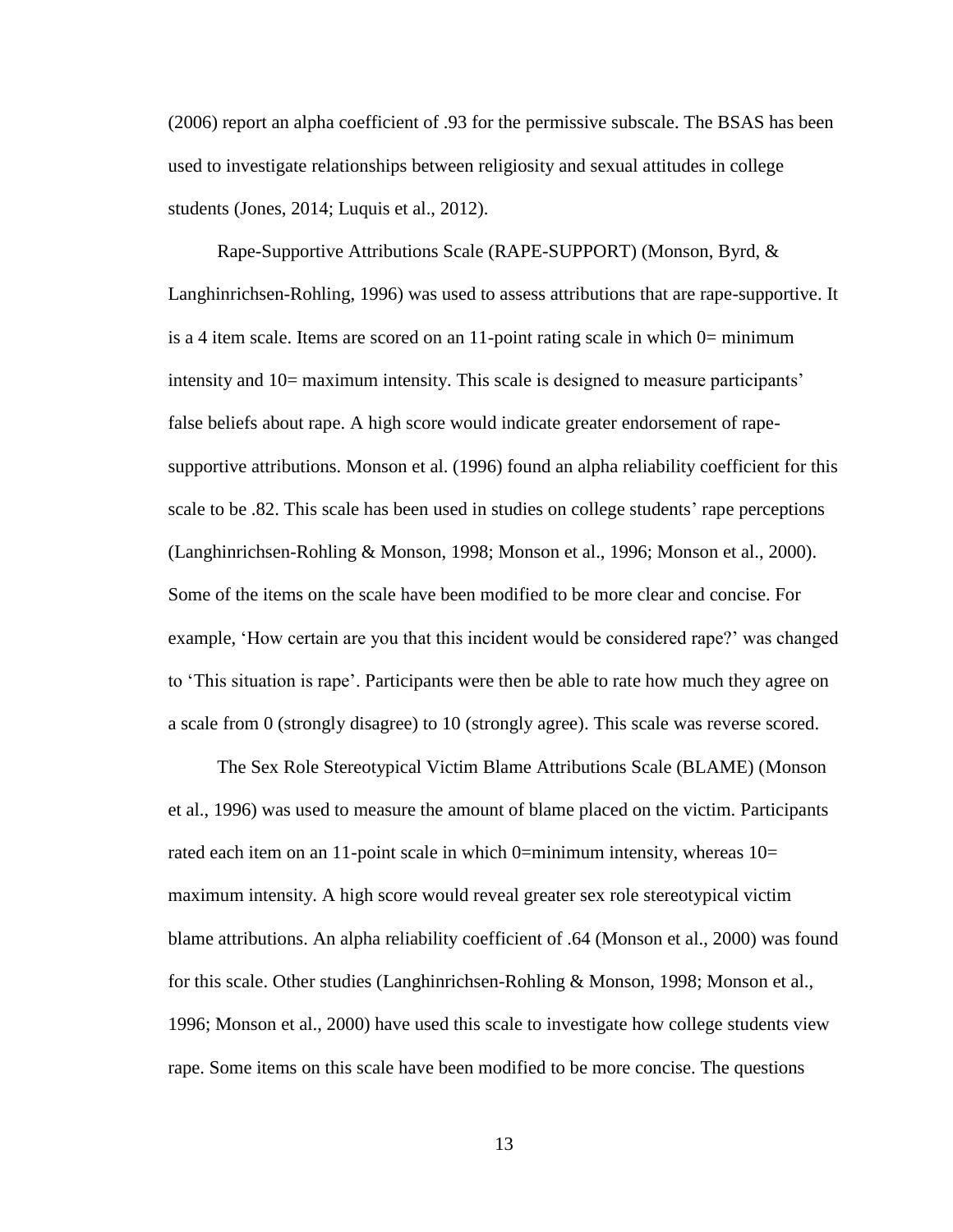(2006) report an alpha coefficient of .93 for the permissive subscale. The BSAS has been used to investigate relationships between religiosity and sexual attitudes in college students (Jones, 2014; Luquis et al., 2012).

Rape-Supportive Attributions Scale (RAPE-SUPPORT) (Monson, Byrd, & Langhinrichsen-Rohling, 1996) was used to assess attributions that are rape-supportive. It is a 4 item scale. Items are scored on an 11-point rating scale in which 0= minimum intensity and 10= maximum intensity. This scale is designed to measure participants' false beliefs about rape. A high score would indicate greater endorsement of rape-supportive attributions. Monson et al. (1996) found an alpha reliability coefficient for this scale to be .82. This scale has been used in studies on college students' rape perceptions (Langhinrichsen-Rohling & Monson, 1998; Monson et al., 1996; Monson et al., 2000). Some of the items on the scale have been modified to be more clear and concise. For example, 'How certain are you that this incident would be considered rape?' was changed to 'This situation is rape'. Participants were then be able to rate how much they agree on a scale from 0 (strongly disagree) to 10 (strongly agree). This scale was reverse scored.

The Sex Role Stereotypical Victim Blame Attributions Scale (BLAME) (Monson et al., 1996) was used to measure the amount of blame placed on the victim. Participants rated each item on an 11-point scale in which 0=minimum intensity, whereas 10= maximum intensity. A high score would reveal greater sex role stereotypical victim blame attributions. An alpha reliability coefficient of .64 (Monson et al., 2000) was found for this scale. Other studies (Langhinrichsen-Rohling & Monson, 1998; Monson et al., 1996; Monson et al., 2000) have used this scale to investigate how college students view rape. Some items on this scale have been modified to be more concise. The questions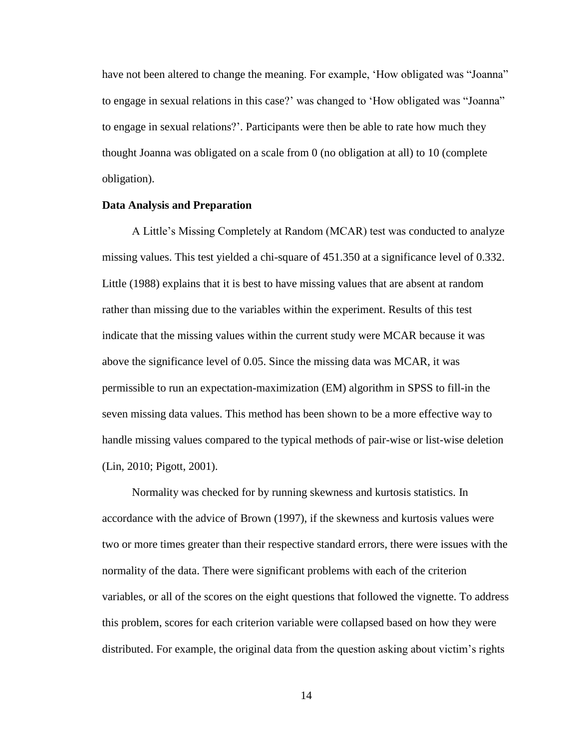have not been altered to change the meaning. For example, 'How obligated was "Joanna" to engage in sexual relations in this case?' was changed to 'How obligated was "Joanna" to engage in sexual relations?'. Participants were then be able to rate how much they thought Joanna was obligated on a scale from 0 (no obligation at all) to 10 (complete obligation).

**Data Analysis and Preparation**

A Little's Missing Completely at Random (MCAR) test was conducted to analyze missing values. This test yielded a chi-square of 451.350 at a significance level of 0.332. Little (1988) explains that it is best to have missing values that are absent at random rather than missing due to the variables within the experiment. Results of this test indicate that the missing values within the current study were MCAR because it was above the significance level of 0.05. Since the missing data was MCAR, it was permissible to run an expectation-maximization (EM) algorithm in SPSS to fill-in the seven missing data values. This method has been shown to be a more effective way to handle missing values compared to the typical methods of pair-wise or list-wise deletion (Lin, 2010; Pigott, 2001).

Normality was checked for by running skewness and kurtosis statistics. In accordance with the advice of Brown (1997), if the skewness and kurtosis values were two or more times greater than their respective standard errors, there were issues with the normality of the data. There were significant problems with each of the criterion variables, or all of the scores on the eight questions that followed the vignette. To address this problem, scores for each criterion variable were collapsed based on how they were distributed. For example, the original data from the question asking about victim's rights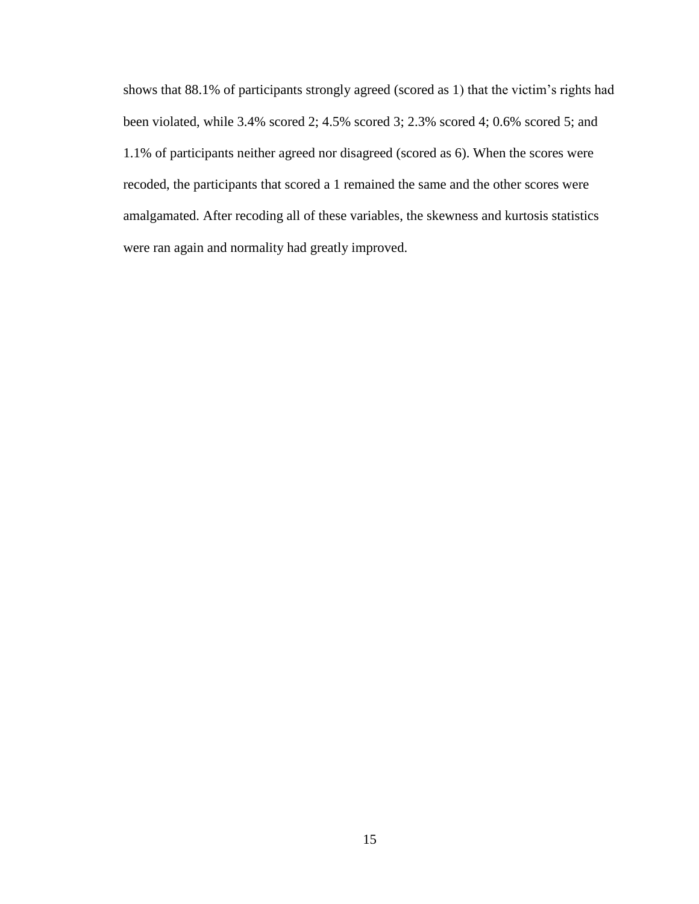shows that 88.1% of participants strongly agreed (scored as 1) that the victim's rights had been violated, while 3.4% scored 2; 4.5% scored 3; 2.3% scored 4; 0.6% scored 5; and 1.1% of participants neither agreed nor disagreed (scored as 6). When the scores were recoded, the participants that scored a 1 remained the same and the other scores were amalgamated. After recoding all of these variables, the skewness and kurtosis statistics were ran again and normality had greatly improved.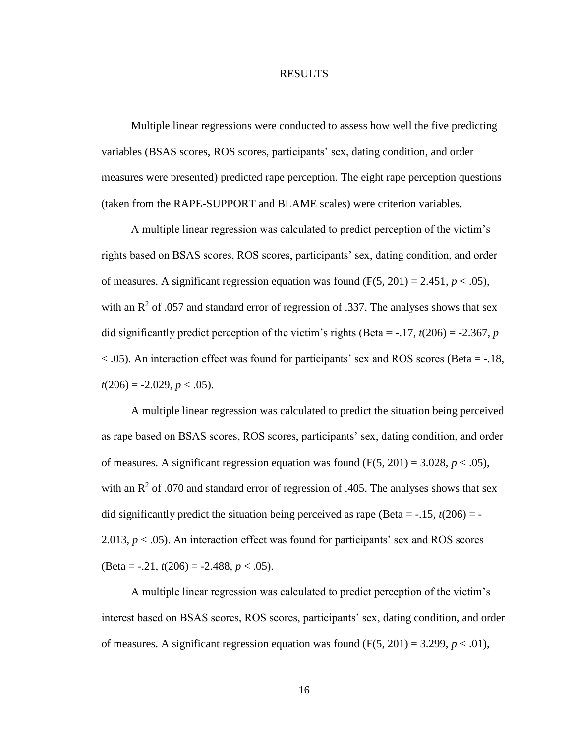# RESULTS

Multiple linear regressions were conducted to assess how well the five predicting variables (BSAS scores, ROS scores, participants' sex, dating condition, and order measures were presented) predicted rape perception. The eight rape perception questions (taken from the RAPE-SUPPORT and BLAME scales) were criterion variables.

A multiple linear regression was calculated to predict perception of the victim's rights based on BSAS scores, ROS scores, participants' sex, dating condition, and order of measures. A significant regression equation was found ($F(5, 201) = 2.451$, $p < .05$), with an $R^2$ of .057 and standard error of regression of .337. The analyses shows that sex did significantly predict perception of the victim's rights (Beta = -.17, $t(206) = -2.367$, $p < .05$). An interaction effect was found for participants' sex and ROS scores (Beta = -.18, $t(206) = -2.029$, $p < .05$).

A multiple linear regression was calculated to predict the situation being perceived as rape based on BSAS scores, ROS scores, participants' sex, dating condition, and order of measures. A significant regression equation was found ($F(5, 201) = 3.028$, $p < .05$), with an $R^2$ of .070 and standard error of regression of .405. The analyses shows that sex did significantly predict the situation being perceived as rape (Beta = -.15, $t(206) = -2.013$, $p < .05$). An interaction effect was found for participants' sex and ROS scores (Beta = -.21, $t(206) = -2.488$, $p < .05$).

A multiple linear regression was calculated to predict perception of the victim's interest based on BSAS scores, ROS scores, participants' sex, dating condition, and order of measures. A significant regression equation was found ($F(5, 201) = 3.299$, $p < .01$),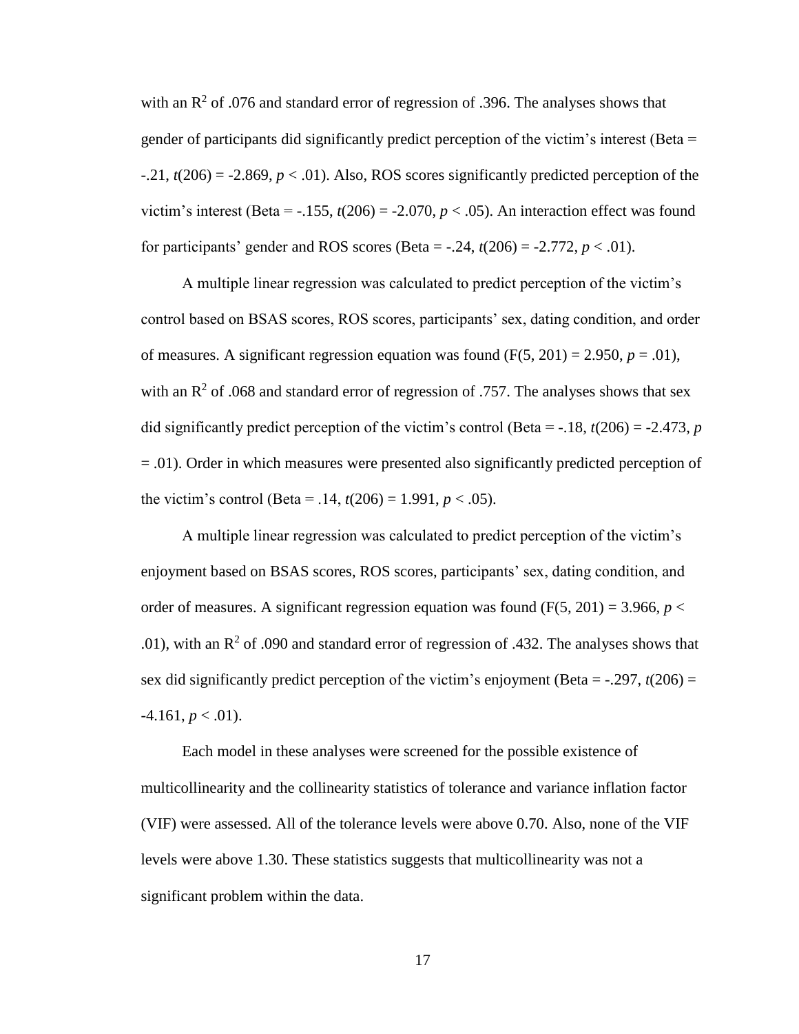with an $R^2$ of .076 and standard error of regression of .396. The analyses shows that gender of participants did significantly predict perception of the victim's interest (Beta = -.21, $t(206) = -2.869$, $p < .01$). Also, ROS scores significantly predicted perception of the victim's interest (Beta = -.155, $t(206) = -2.070$, $p < .05$). An interaction effect was found for participants' gender and ROS scores (Beta = -.24, $t(206) = -2.772$, $p < .01$).

A multiple linear regression was calculated to predict perception of the victim's control based on BSAS scores, ROS scores, participants' sex, dating condition, and order of measures. A significant regression equation was found ($F(5, 201) = 2.950$, $p = .01$), with an $R^2$ of .068 and standard error of regression of .757. The analyses shows that sex did significantly predict perception of the victim's control (Beta = -.18, $t(206) = -2.473$, $p = .01$). Order in which measures were presented also significantly predicted perception of the victim's control (Beta = .14, $t(206) = 1.991$, $p < .05$).

A multiple linear regression was calculated to predict perception of the victim's enjoyment based on BSAS scores, ROS scores, participants' sex, dating condition, and order of measures. A significant regression equation was found ($F(5, 201) = 3.966$, $p < .01$), with an $R^2$ of .090 and standard error of regression of .432. The analyses shows that sex did significantly predict perception of the victim's enjoyment (Beta = -.297, $t(206) = -4.161$, $p < .01$).

Each model in these analyses were screened for the possible existence of multicollinearity and the collinearity statistics of tolerance and variance inflation factor (VIF) were assessed. All of the tolerance levels were above 0.70. Also, none of the VIF levels were above 1.30. These statistics suggests that multicollinearity was not a significant problem within the data.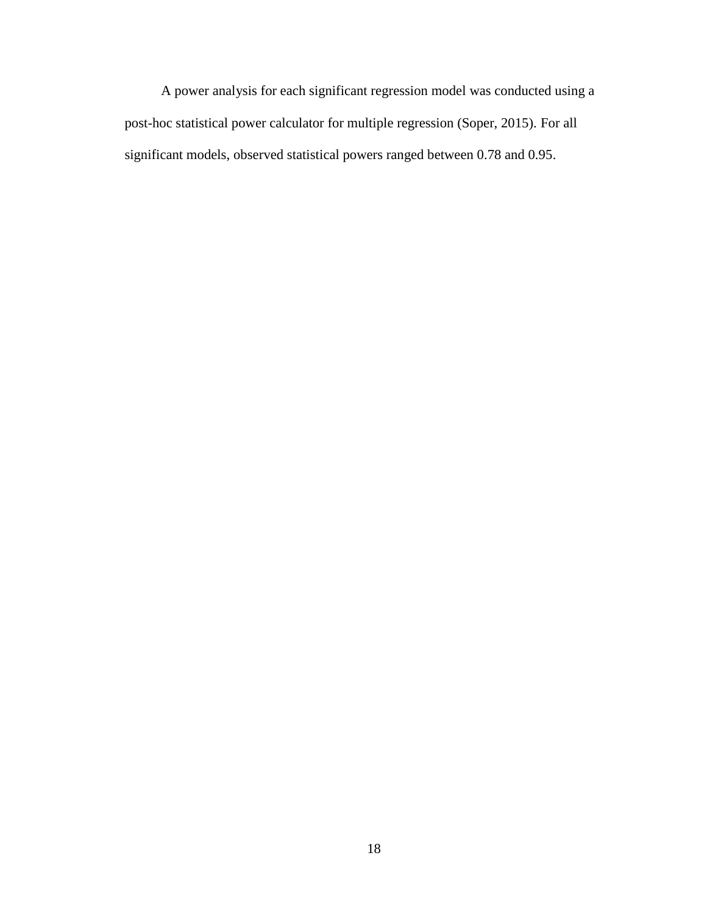A power analysis for each significant regression model was conducted using a post-hoc statistical power calculator for multiple regression (Soper, 2015). For all significant models, observed statistical powers ranged between 0.78 and 0.95.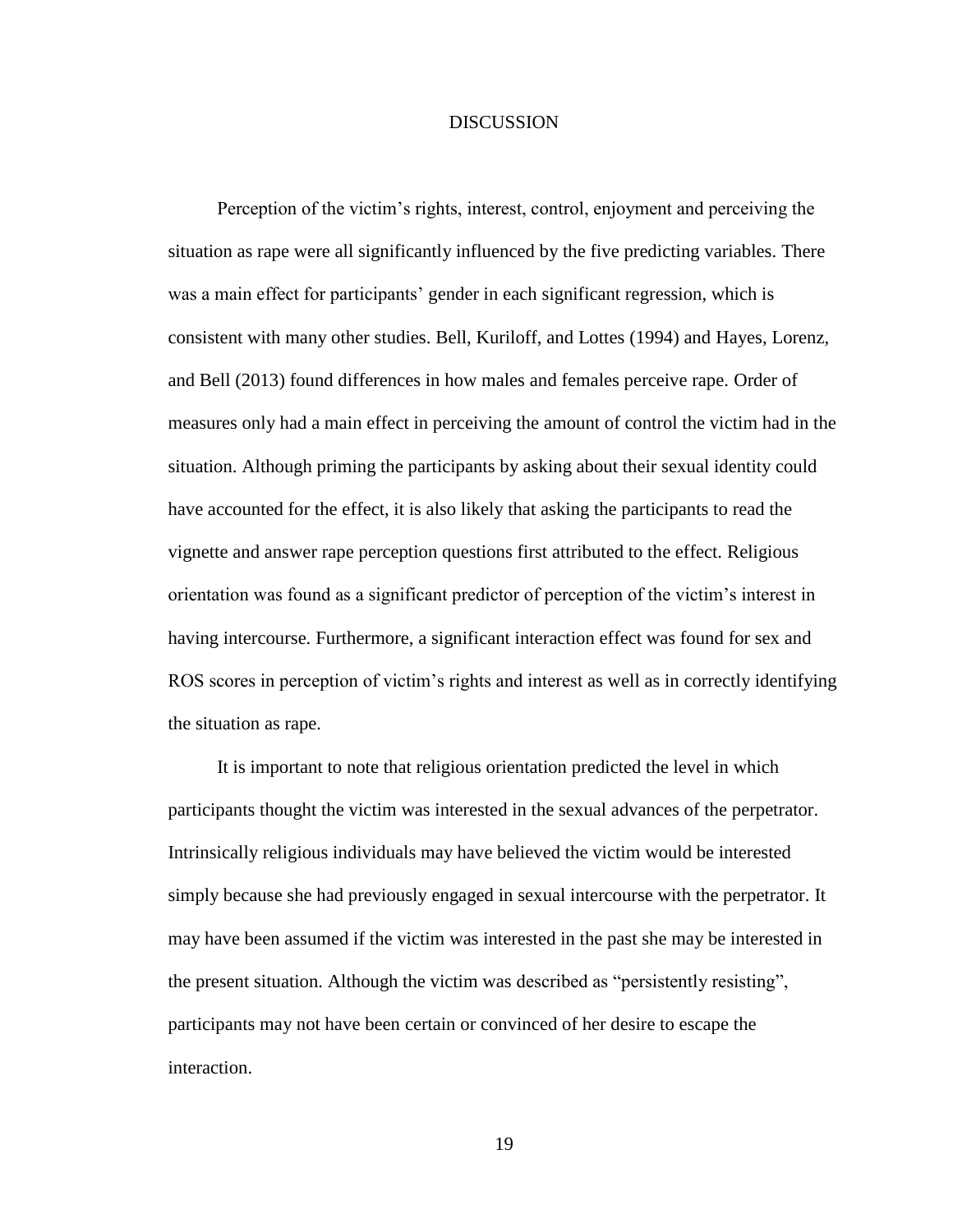# DISCUSSION

Perception of the victim's rights, interest, control, enjoyment and perceiving the situation as rape were all significantly influenced by the five predicting variables. There was a main effect for participants' gender in each significant regression, which is consistent with many other studies. Bell, Kuriloff, and Lottes (1994) and Hayes, Lorenz, and Bell (2013) found differences in how males and females perceive rape. Order of measures only had a main effect in perceiving the amount of control the victim had in the situation. Although priming the participants by asking about their sexual identity could have accounted for the effect, it is also likely that asking the participants to read the vignette and answer rape perception questions first attributed to the effect. Religious orientation was found as a significant predictor of perception of the victim's interest in having intercourse. Furthermore, a significant interaction effect was found for sex and ROS scores in perception of victim's rights and interest as well as in correctly identifying the situation as rape.

It is important to note that religious orientation predicted the level in which participants thought the victim was interested in the sexual advances of the perpetrator. Intrinsically religious individuals may have believed the victim would be interested simply because she had previously engaged in sexual intercourse with the perpetrator. It may have been assumed if the victim was interested in the past she may be interested in the present situation. Although the victim was described as "persistently resisting", participants may not have been certain or convinced of her desire to escape the interaction.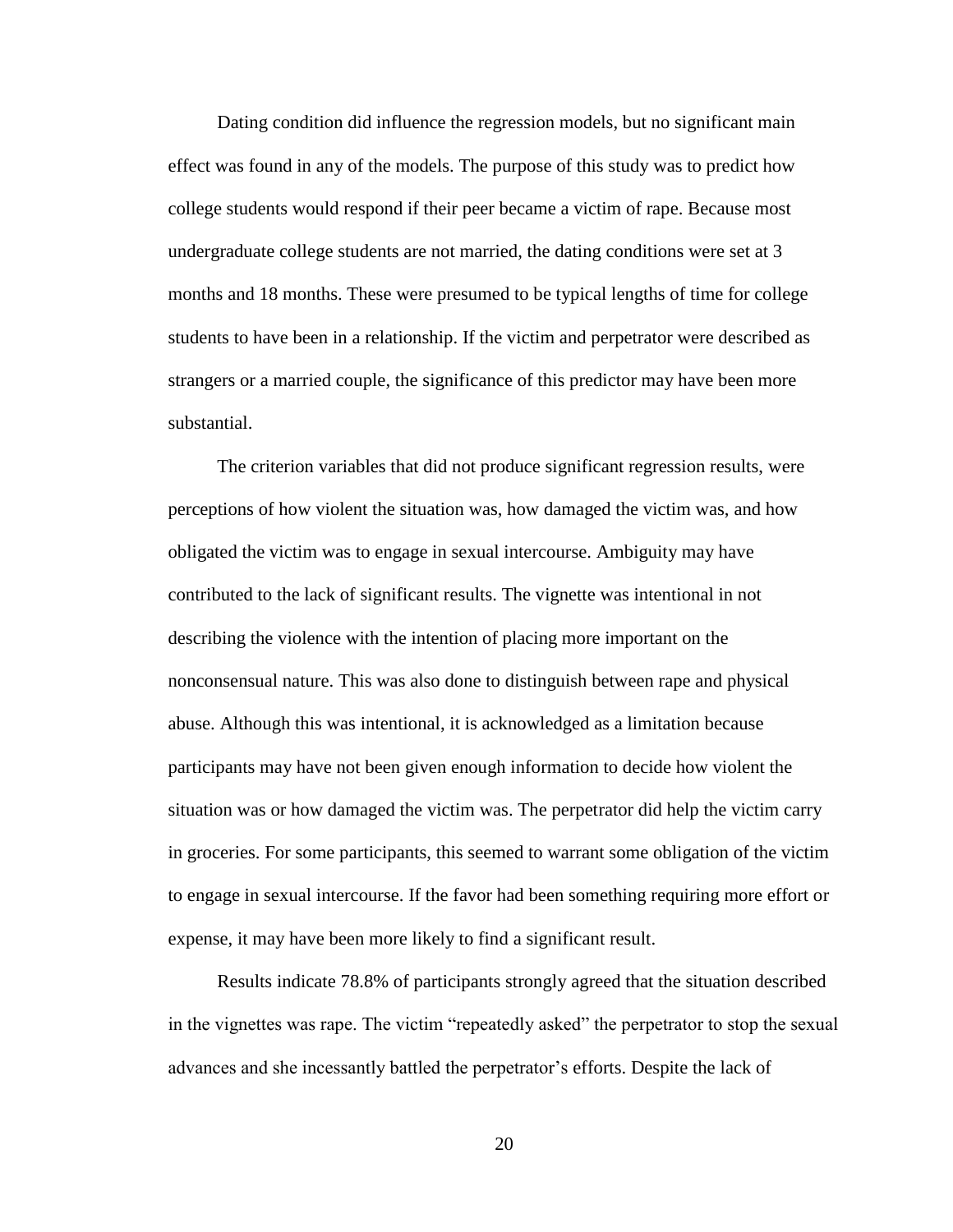Dating condition did influence the regression models, but no significant main effect was found in any of the models. The purpose of this study was to predict how college students would respond if their peer became a victim of rape. Because most undergraduate college students are not married, the dating conditions were set at 3 months and 18 months. These were presumed to be typical lengths of time for college students to have been in a relationship. If the victim and perpetrator were described as strangers or a married couple, the significance of this predictor may have been more substantial.

The criterion variables that did not produce significant regression results, were perceptions of how violent the situation was, how damaged the victim was, and how obligated the victim was to engage in sexual intercourse. Ambiguity may have contributed to the lack of significant results. The vignette was intentional in not describing the violence with the intention of placing more important on the nonconsensual nature. This was also done to distinguish between rape and physical abuse. Although this was intentional, it is acknowledged as a limitation because participants may have not been given enough information to decide how violent the situation was or how damaged the victim was. The perpetrator did help the victim carry in groceries. For some participants, this seemed to warrant some obligation of the victim to engage in sexual intercourse. If the favor had been something requiring more effort or expense, it may have been more likely to find a significant result.

Results indicate 78.8% of participants strongly agreed that the situation described in the vignettes was rape. The victim "repeatedly asked" the perpetrator to stop the sexual advances and she incessantly battled the perpetrator's efforts. Despite the lack of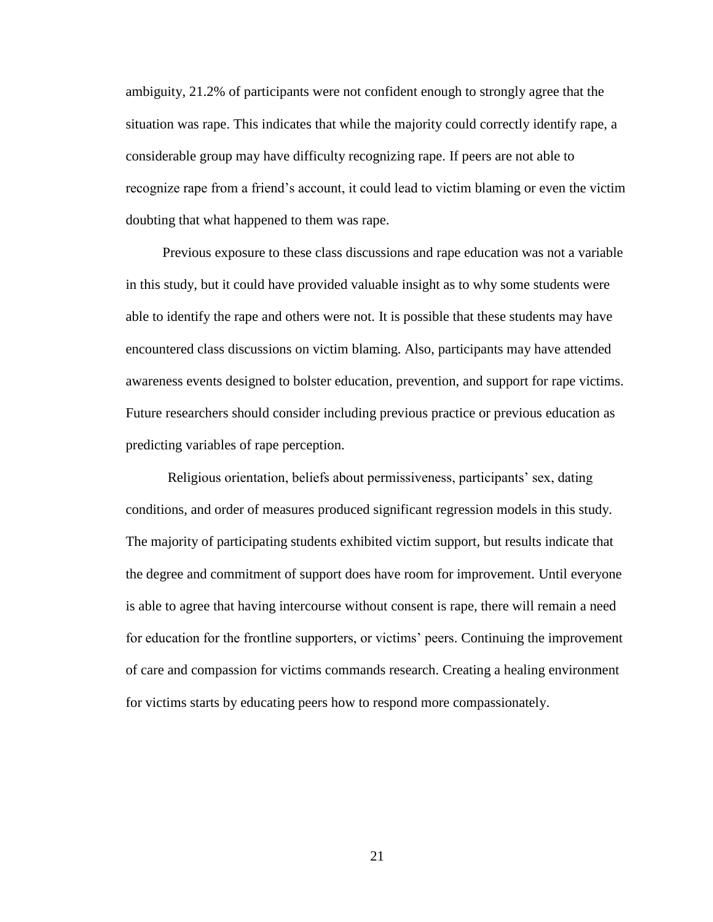ambiguity, 21.2% of participants were not confident enough to strongly agree that the situation was rape. This indicates that while the majority could correctly identify rape, a considerable group may have difficulty recognizing rape. If peers are not able to recognize rape from a friend's account, it could lead to victim blaming or even the victim doubting that what happened to them was rape.

Previous exposure to these class discussions and rape education was not a variable in this study, but it could have provided valuable insight as to why some students were able to identify the rape and others were not. It is possible that these students may have encountered class discussions on victim blaming. Also, participants may have attended awareness events designed to bolster education, prevention, and support for rape victims. Future researchers should consider including previous practice or previous education as predicting variables of rape perception.

Religious orientation, beliefs about permissiveness, participants' sex, dating conditions, and order of measures produced significant regression models in this study. The majority of participating students exhibited victim support, but results indicate that the degree and commitment of support does have room for improvement. Until everyone is able to agree that having intercourse without consent is rape, there will remain a need for education for the frontline supporters, or victims' peers. Continuing the improvement of care and compassion for victims commands research. Creating a healing environment for victims starts by educating peers how to respond more compassionately.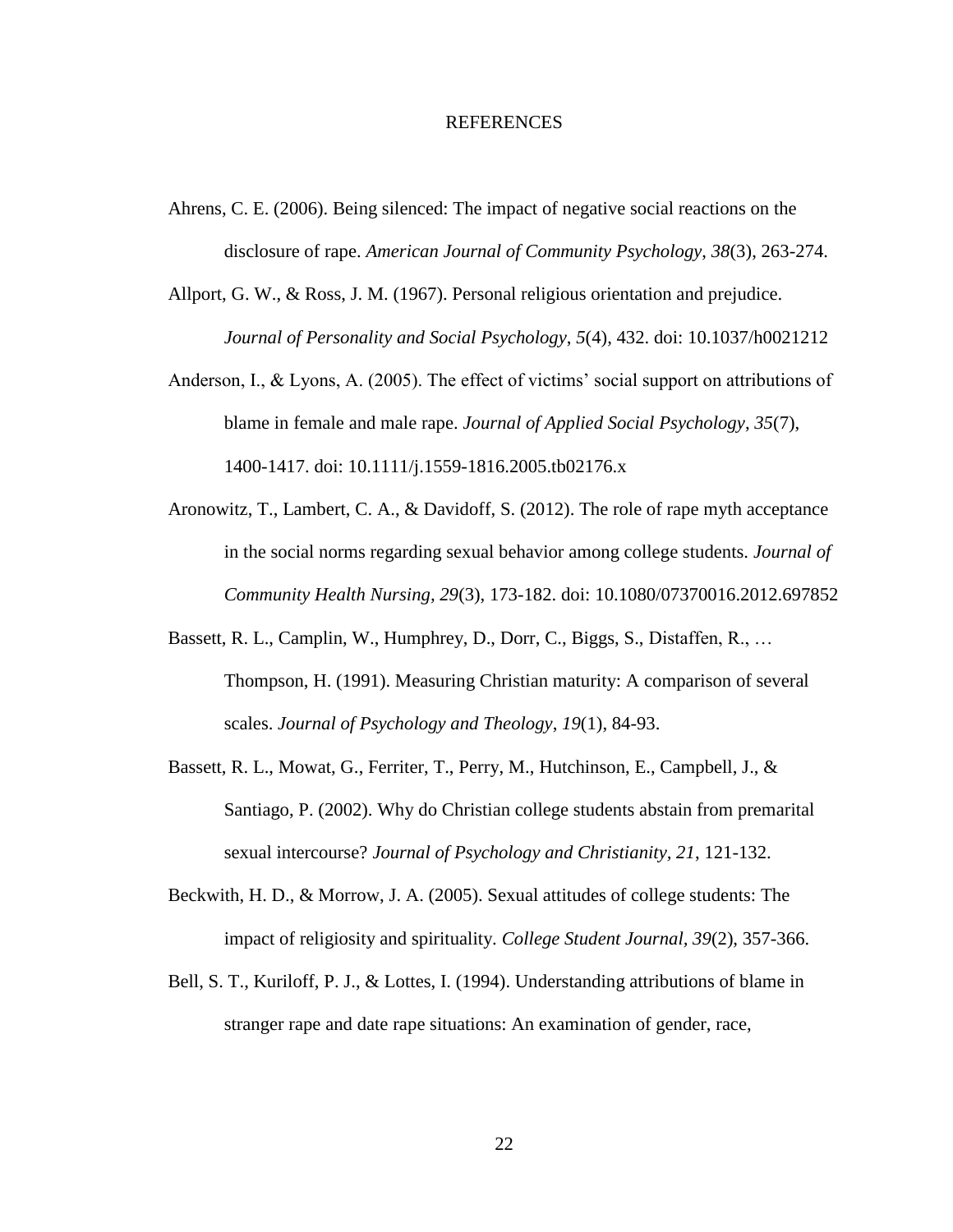# REFERENCES

Ahrens, C. E. (2006). Being silenced: The impact of negative social reactions on the disclosure of rape. *American Journal of Community Psychology*, *38*(3), 263-274.

Allport, G. W., & Ross, J. M. (1967). Personal religious orientation and prejudice. *Journal of Personality and Social Psychology*, *5*(4), 432. doi: 10.1037/h0021212

Anderson, I., & Lyons, A. (2005). The effect of victims' social support on attributions of blame in female and male rape. *Journal of Applied Social Psychology*, *35*(7), 1400-1417. doi: 10.1111/j.1559-1816.2005.tb02176.x

Aronowitz, T., Lambert, C. A., & Davidoff, S. (2012). The role of rape myth acceptance in the social norms regarding sexual behavior among college students. *Journal of Community Health Nursing*, *29*(3), 173-182. doi: 10.1080/07370016.2012.697852

Bassett, R. L., Camplin, W., Humphrey, D., Dorr, C., Biggs, S., Distaffen, R., … Thompson, H. (1991). Measuring Christian maturity: A comparison of several scales. *Journal of Psychology and Theology*, *19*(1), 84-93.

Bassett, R. L., Mowat, G., Ferriter, T., Perry, M., Hutchinson, E., Campbell, J., & Santiago, P. (2002). Why do Christian college students abstain from premarital sexual intercourse? *Journal of Psychology and Christianity, 21*, 121-132.

Beckwith, H. D., & Morrow, J. A. (2005). Sexual attitudes of college students: The impact of religiosity and spirituality. *College Student Journal*, *39*(2), 357-366.

Bell, S. T., Kuriloff, P. J., & Lottes, I. (1994). Understanding attributions of blame in stranger rape and date rape situations: An examination of gender, race,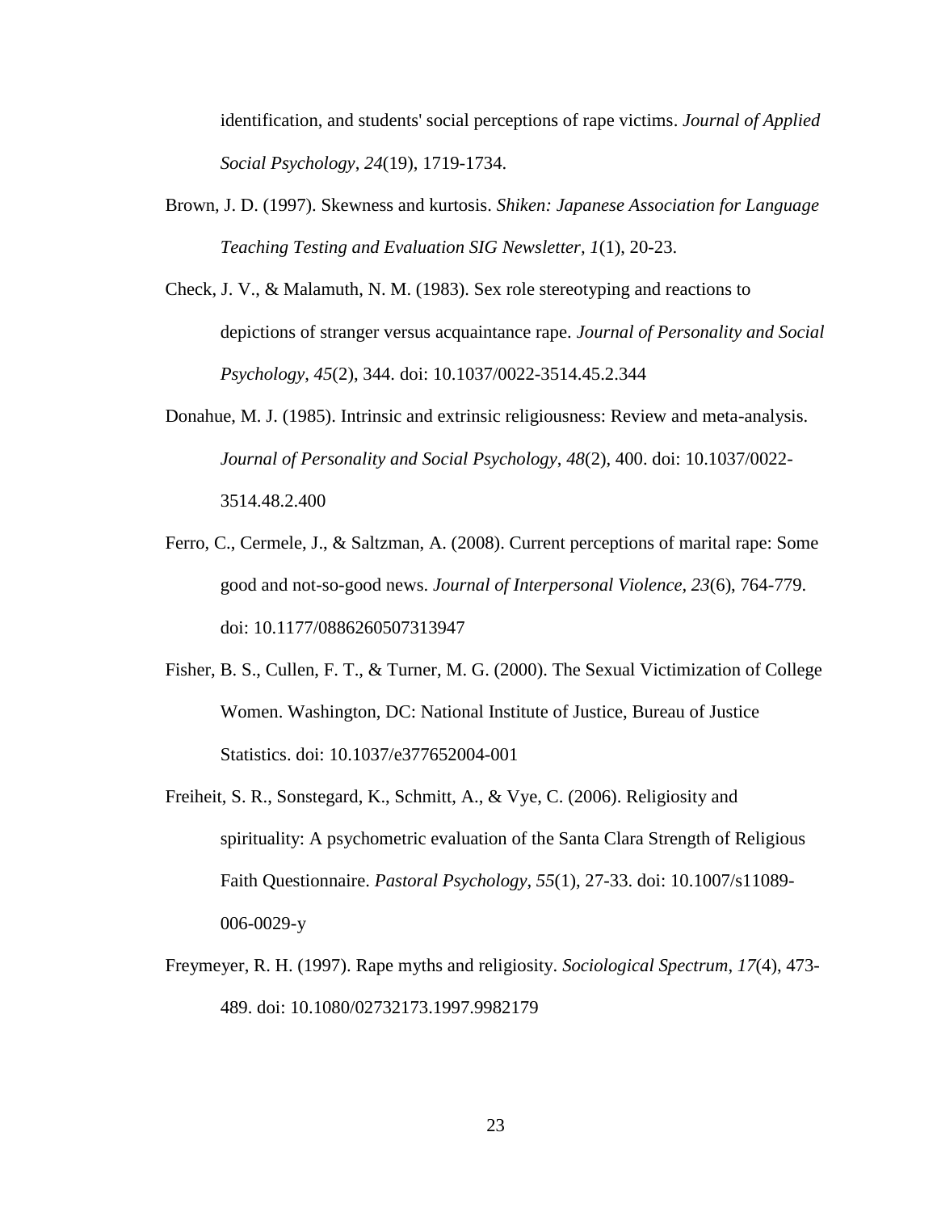identification, and students' social perceptions of rape victims. *Journal of Applied Social Psychology*, *24*(19), 1719-1734.

Brown, J. D. (1997). Skewness and kurtosis. *Shiken: Japanese Association for Language Teaching Testing and Evaluation SIG Newsletter, 1*(1), 20-23.

Check, J. V., & Malamuth, N. M. (1983). Sex role stereotyping and reactions to depictions of stranger versus acquaintance rape. *Journal of Personality and Social Psychology*, *45*(2), 344. doi: 10.1037/0022-3514.45.2.344

Donahue, M. J. (1985). Intrinsic and extrinsic religiousness: Review and meta-analysis. *Journal of Personality and Social Psychology*, *48*(2), 400. doi: 10.1037/0022-3514.48.2.400

Ferro, C., Cermele, J., & Saltzman, A. (2008). Current perceptions of marital rape: Some good and not-so-good news. *Journal of Interpersonal Violence, 23*(6), 764-779. doi: 10.1177/0886260507313947

Fisher, B. S., Cullen, F. T., & Turner, M. G. (2000). The Sexual Victimization of College Women. Washington, DC: National Institute of Justice, Bureau of Justice Statistics. doi: 10.1037/e377652004-001

Freiheit, S. R., Sonstegard, K., Schmitt, A., & Vye, C. (2006). Religiosity and spirituality: A psychometric evaluation of the Santa Clara Strength of Religious Faith Questionnaire. *Pastoral Psychology*, *55*(1), 27-33. doi: 10.1007/s11089-006-0029-y

Freymeyer, R. H. (1997). Rape myths and religiosity. *Sociological Spectrum*, *17*(4), 473-489. doi: 10.1080/02732173.1997.9982179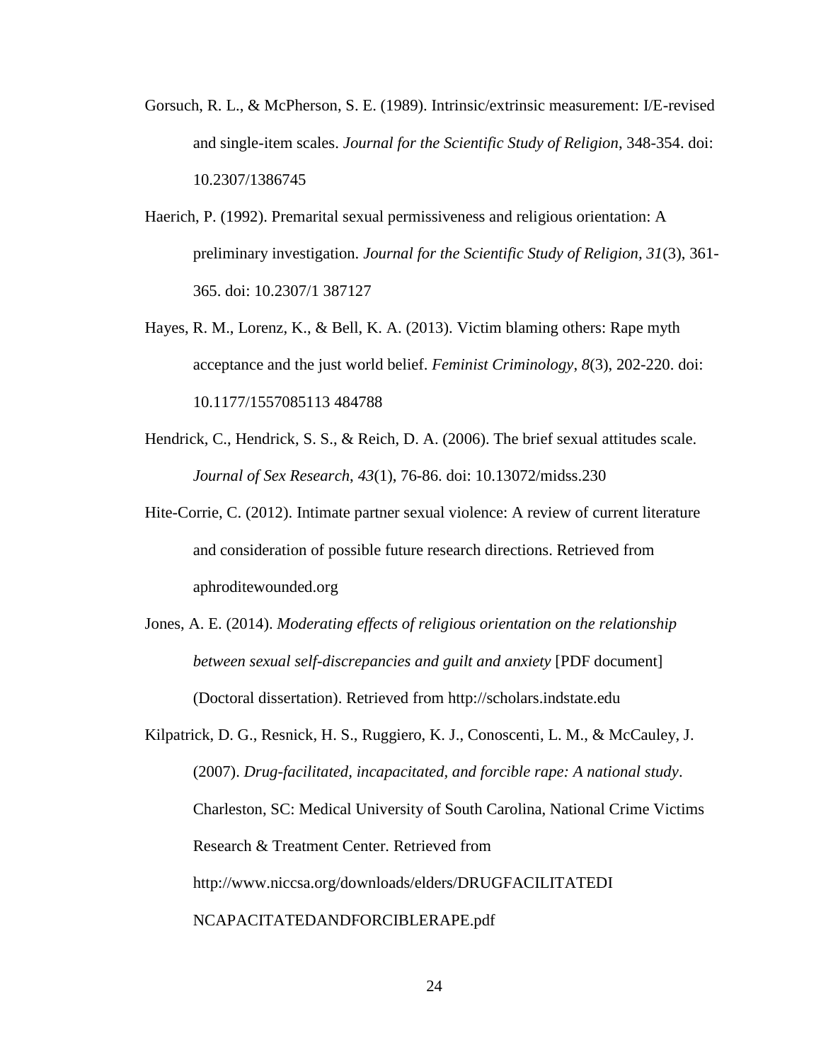Gorsuch, R. L., & McPherson, S. E. (1989). Intrinsic/extrinsic measurement: I/E-revised and single-item scales. *Journal for the Scientific Study of Religion*, 348-354. doi: 10.2307/1386745

Haerich, P. (1992). Premarital sexual permissiveness and religious orientation: A preliminary investigation. *Journal for the Scientific Study of Religion, 31*(3), 361-365. doi: 10.2307/1 387127

Hayes, R. M., Lorenz, K., & Bell, K. A. (2013). Victim blaming others: Rape myth acceptance and the just world belief. *Feminist Criminology*, *8*(3), 202-220. doi: 10.1177/1557085113 484788

Hendrick, C., Hendrick, S. S., & Reich, D. A. (2006). The brief sexual attitudes scale. *Journal of Sex Research*, *43*(1), 76-86. doi: 10.13072/midss.230

Hite-Corrie, C. (2012). Intimate partner sexual violence: A review of current literature and consideration of possible future research directions. Retrieved from aphroditewounded.org

Jones, A. E. (2014). *Moderating effects of religious orientation on the relationship between sexual self-discrepancies and guilt and anxiety* [PDF document] (Doctoral dissertation). Retrieved from http://scholars.indstate.edu

Kilpatrick, D. G., Resnick, H. S., Ruggiero, K. J., Conoscenti, L. M., & McCauley, J. (2007). *Drug-facilitated, incapacitated, and forcible rape: A national study*. Charleston, SC: Medical University of South Carolina, National Crime Victims Research & Treatment Center. Retrieved from http://www.niccsa.org/downloads/elders/DRUGFACILITATEDI NCAPACITATEDANDFORCIBLERAPE.pdf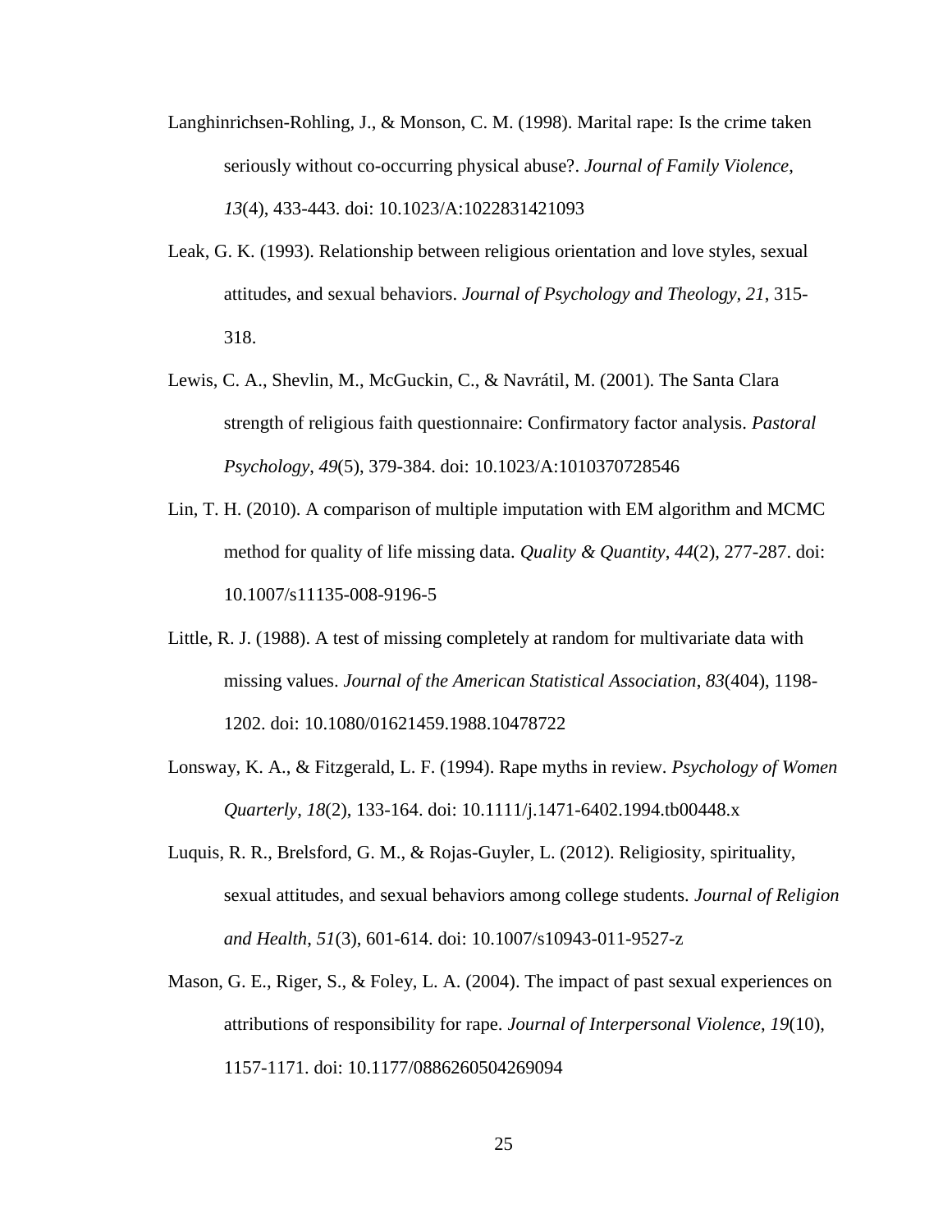Langhinrichsen-Rohling, J., & Monson, C. M. (1998). Marital rape: Is the crime taken seriously without co-occurring physical abuse?. *Journal of Family Violence*, *13*(4), 433-443. doi: 10.1023/A:1022831421093

Leak, G. K. (1993). Relationship between religious orientation and love styles, sexual attitudes, and sexual behaviors. *Journal of Psychology and Theology, 21*, 315-318.

Lewis, C. A., Shevlin, M., McGuckin, C., & Navrátil, M. (2001). The Santa Clara strength of religious faith questionnaire: Confirmatory factor analysis. *Pastoral Psychology*, *49*(5), 379-384. doi: 10.1023/A:1010370728546

Lin, T. H. (2010). A comparison of multiple imputation with EM algorithm and MCMC method for quality of life missing data. *Quality & Quantity*, *44*(2), 277-287. doi: 10.1007/s11135-008-9196-5

Little, R. J. (1988). A test of missing completely at random for multivariate data with missing values. *Journal of the American Statistical Association*, *83*(404), 1198-1202. doi: 10.1080/01621459.1988.10478722

Lonsway, K. A., & Fitzgerald, L. F. (1994). Rape myths in review. *Psychology of Women Quarterly*, *18*(2), 133-164. doi: 10.1111/j.1471-6402.1994.tb00448.x

Luquis, R. R., Brelsford, G. M., & Rojas-Guyler, L. (2012). Religiosity, spirituality, sexual attitudes, and sexual behaviors among college students. *Journal of Religion and Health*, *51*(3), 601-614. doi: 10.1007/s10943-011-9527-z

Mason, G. E., Riger, S., & Foley, L. A. (2004). The impact of past sexual experiences on attributions of responsibility for rape. *Journal of Interpersonal Violence*, *19*(10), 1157-1171. doi: 10.1177/0886260504269094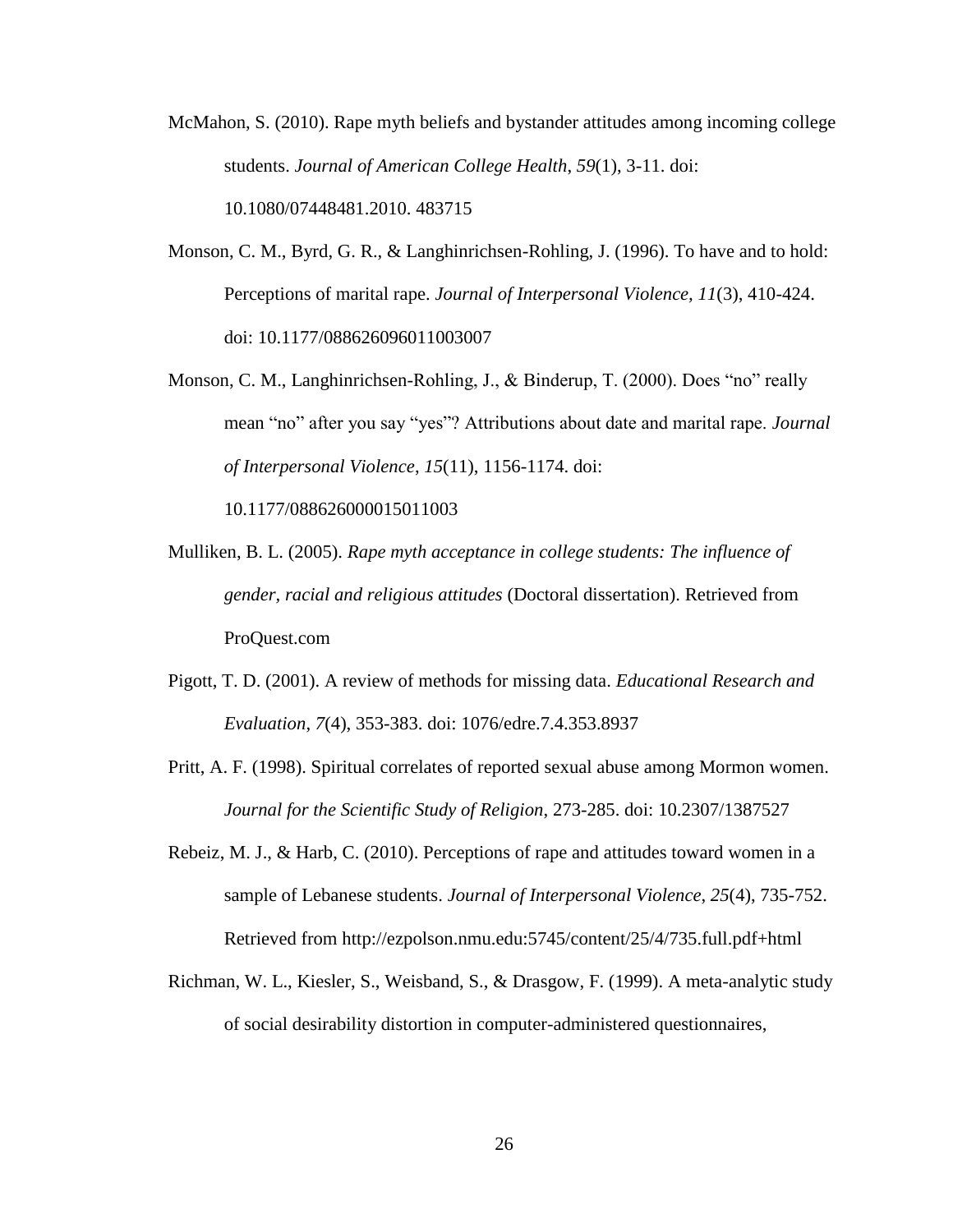McMahon, S. (2010). Rape myth beliefs and bystander attitudes among incoming college students. *Journal of American College Health*, *59*(1), 3-11. doi: 10.1080/07448481.2010. 483715

Monson, C. M., Byrd, G. R., & Langhinrichsen-Rohling, J. (1996). To have and to hold: Perceptions of marital rape. *Journal of Interpersonal Violence, 11*(3), 410-424. doi: 10.1177/088626096011003007

Monson, C. M., Langhinrichsen-Rohling, J., & Binderup, T. (2000). Does "no" really mean "no" after you say "yes"? Attributions about date and marital rape. *Journal of Interpersonal Violence*, *15*(11), 1156-1174. doi: 10.1177/088626000015011003

Mulliken, B. L. (2005). *Rape myth acceptance in college students: The influence of gender, racial and religious attitudes* (Doctoral dissertation). Retrieved from ProQuest.com

Pigott, T. D. (2001). A review of methods for missing data. *Educational Research and Evaluation*, *7*(4), 353-383. doi: 1076/edre.7.4.353.8937

Pritt, A. F. (1998). Spiritual correlates of reported sexual abuse among Mormon women. *Journal for the Scientific Study of Religion*, 273-285. doi: 10.2307/1387527

Rebeiz, M. J., & Harb, C. (2010). Perceptions of rape and attitudes toward women in a sample of Lebanese students. *Journal of Interpersonal Violence*, *25*(4), 735-752. Retrieved from http://ezpolson.nmu.edu:5745/content/25/4/735.full.pdf+html

Richman, W. L., Kiesler, S., Weisband, S., & Drasgow, F. (1999). A meta-analytic study of social desirability distortion in computer-administered questionnaires,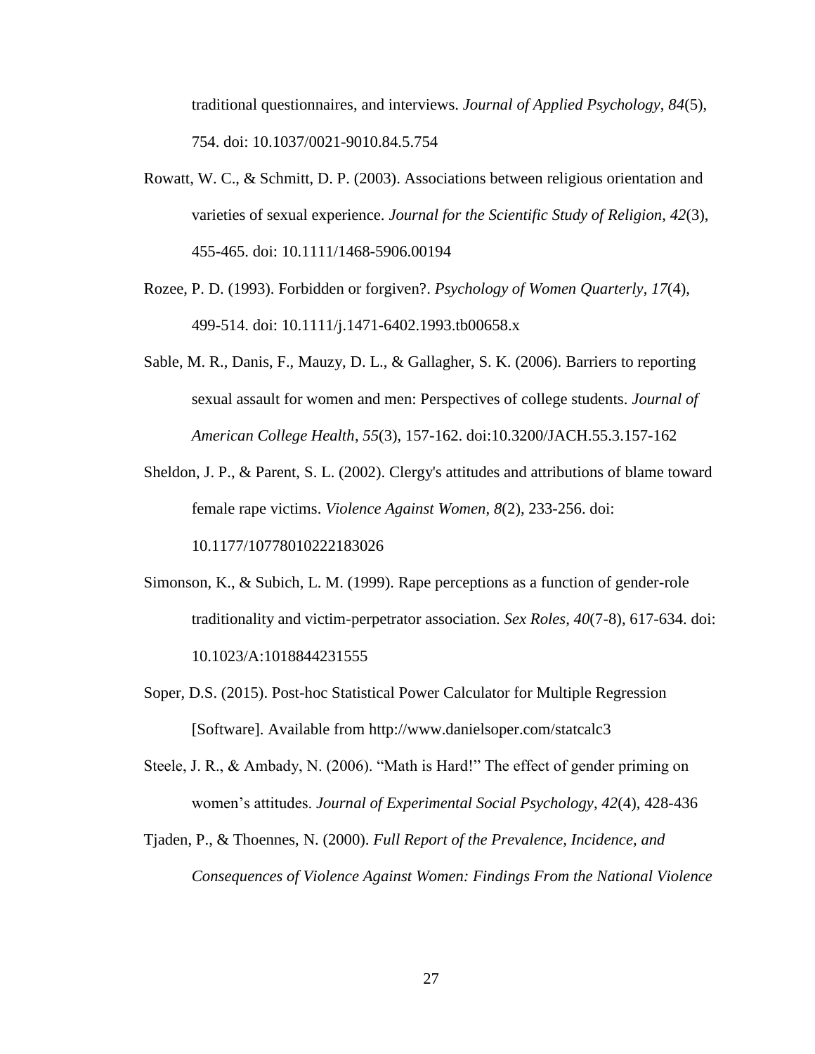traditional questionnaires, and interviews. *Journal of Applied Psychology*, *84*(5), 754. doi: 10.1037/0021-9010.84.5.754

Rowatt, W. C., & Schmitt, D. P. (2003). Associations between religious orientation and varieties of sexual experience. *Journal for the Scientific Study of Religion*, *42*(3), 455-465. doi: 10.1111/1468-5906.00194

Rozee, P. D. (1993). Forbidden or forgiven?. *Psychology of Women Quarterly*, *17*(4), 499-514. doi: 10.1111/j.1471-6402.1993.tb00658.x

Sable, M. R., Danis, F., Mauzy, D. L., & Gallagher, S. K. (2006). Barriers to reporting sexual assault for women and men: Perspectives of college students. *Journal of American College Health*, *55*(3), 157-162. doi:10.3200/JACH.55.3.157-162

Sheldon, J. P., & Parent, S. L. (2002). Clergy's attitudes and attributions of blame toward female rape victims. *Violence Against Women*, *8*(2), 233-256. doi: 10.1177/10778010222183026

Simonson, K., & Subich, L. M. (1999). Rape perceptions as a function of gender-role traditionality and victim-perpetrator association. *Sex Roles*, *40*(7-8), 617-634. doi: 10.1023/A:1018844231555

Soper, D.S. (2015). Post-hoc Statistical Power Calculator for Multiple Regression [Software]. Available from http://www.danielsoper.com/statcalc3

Steele, J. R., & Ambady, N. (2006). "Math is Hard!" The effect of gender priming on women's attitudes. *Journal of Experimental Social Psychology*, *42*(4), 428-436

Tjaden, P., & Thoennes, N. (2000). *Full Report of the Prevalence, Incidence, and Consequences of Violence Against Women: Findings From the National Violence*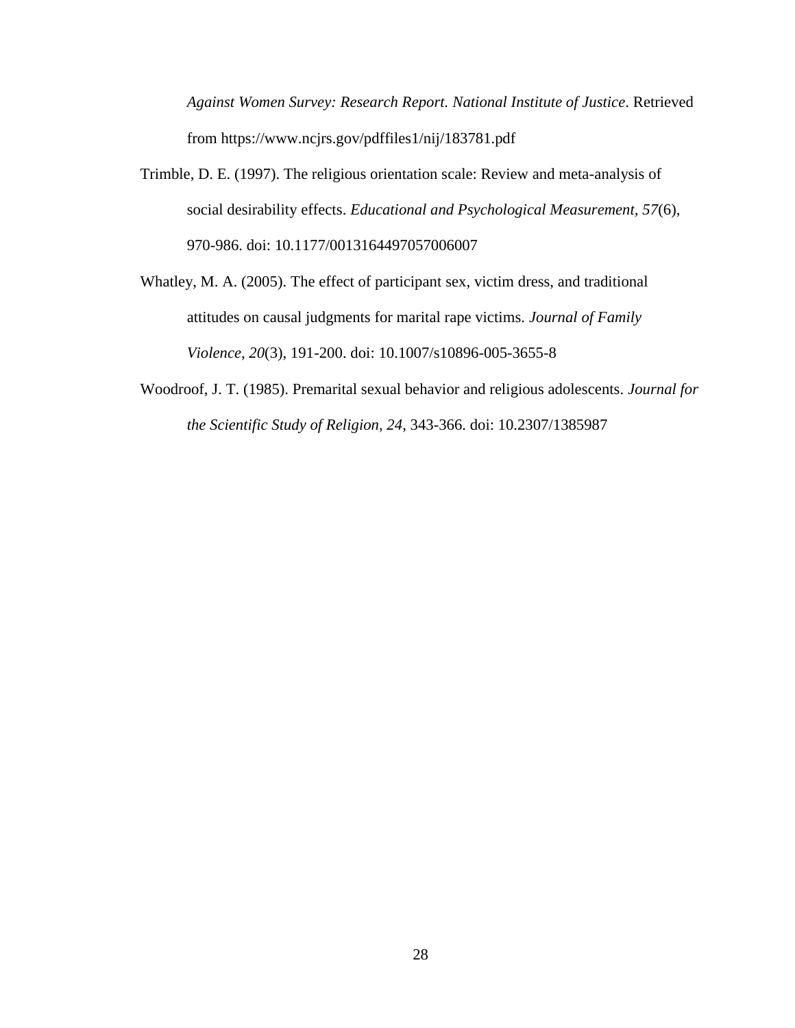*Against Women Survey: Research Report. National Institute of Justice*. Retrieved from https://www.ncjrs.gov/pdffiles1/nij/183781.pdf

Trimble, D. E. (1997). The religious orientation scale: Review and meta-analysis of social desirability effects. *Educational and Psychological Measurement*, *57*(6), 970-986. doi: 10.1177/0013164497057006007

Whatley, M. A. (2005). The effect of participant sex, victim dress, and traditional attitudes on causal judgments for marital rape victims. *Journal of Family Violence*, *20*(3), 191-200. doi: 10.1007/s10896-005-3655-8

Woodroof, J. T. (1985). Premarital sexual behavior and religious adolescents. *Journal for the Scientific Study of Religion*, *24*, 343-366. doi: 10.2307/1385987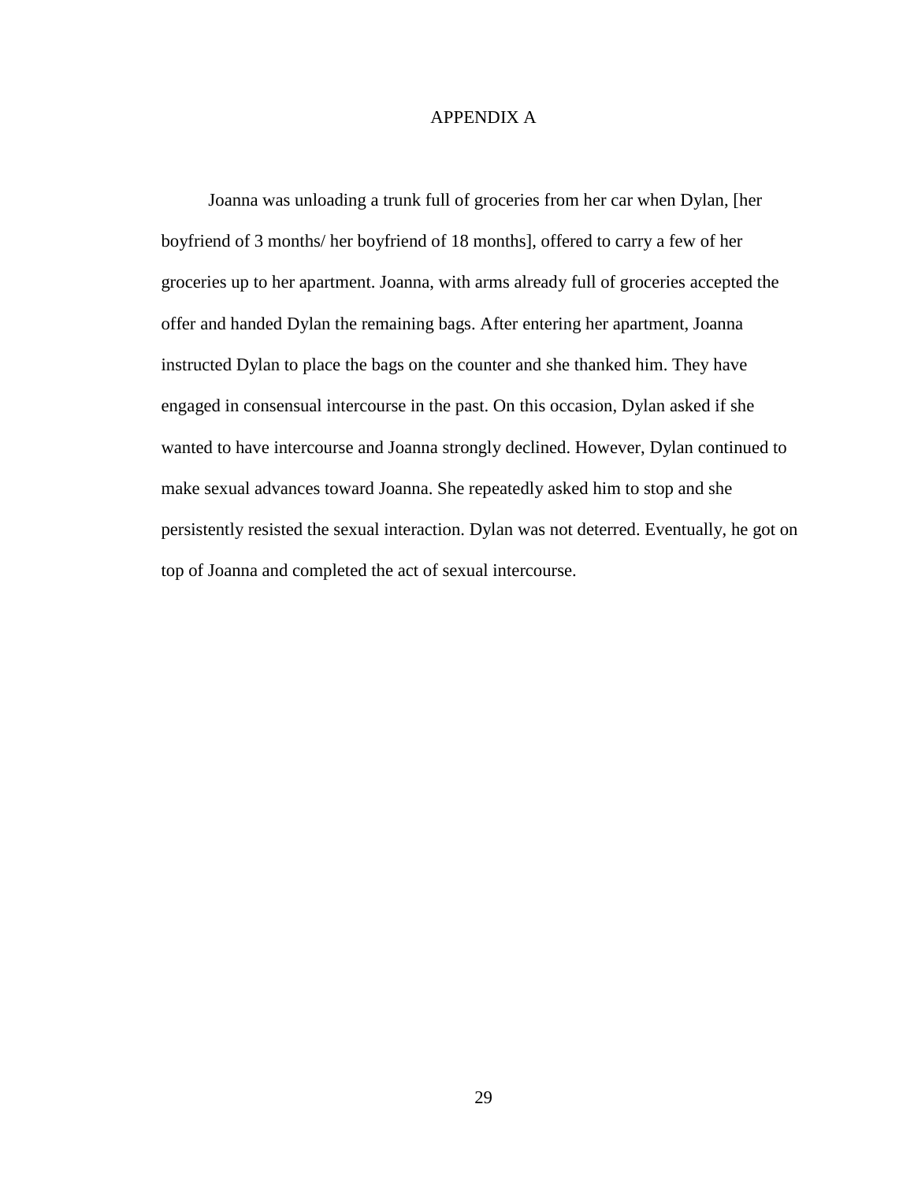# APPENDIX A

Joanna was unloading a trunk full of groceries from her car when Dylan, [her boyfriend of 3 months/ her boyfriend of 18 months], offered to carry a few of her groceries up to her apartment. Joanna, with arms already full of groceries accepted the offer and handed Dylan the remaining bags. After entering her apartment, Joanna instructed Dylan to place the bags on the counter and she thanked him. They have engaged in consensual intercourse in the past. On this occasion, Dylan asked if she wanted to have intercourse and Joanna strongly declined. However, Dylan continued to make sexual advances toward Joanna. She repeatedly asked him to stop and she persistently resisted the sexual interaction. Dylan was not deterred. Eventually, he got on top of Joanna and completed the act of sexual intercourse.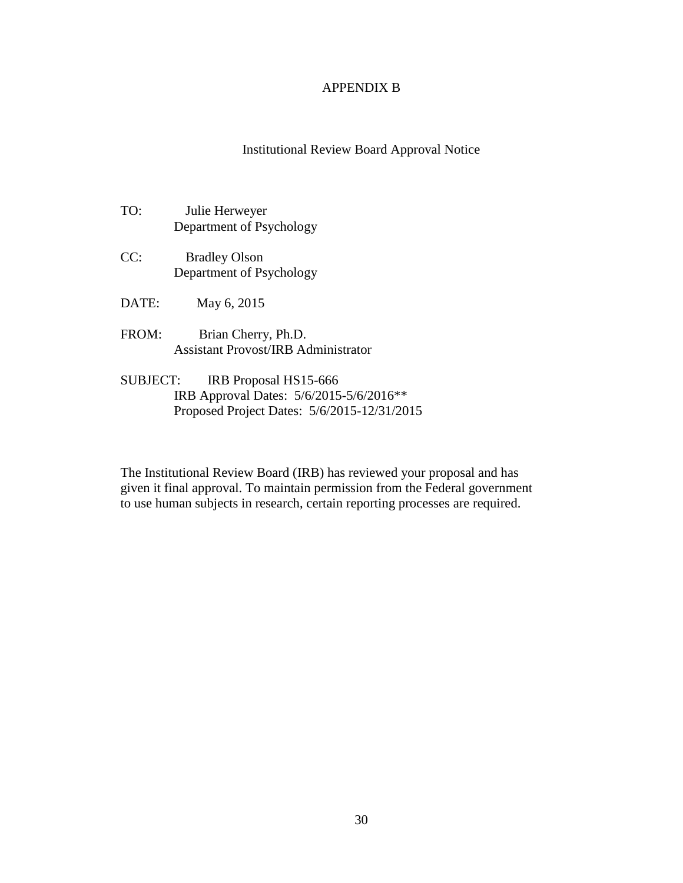# APPENDIX B

## Institutional Review Board Approval Notice

TO: Julie Herweyer
Department of Psychology

CC: Bradley Olson
Department of Psychology

DATE: May 6, 2015

FROM: Brian Cherry, Ph.D.
Assistant Provost/IRB Administrator

SUBJECT: IRB Proposal HS15-666
IRB Approval Dates: 5/6/2015-5/6/2016**
Proposed Project Dates: 5/6/2015-12/31/2015

The Institutional Review Board (IRB) has reviewed your proposal and has given it final approval. To maintain permission from the Federal government to use human subjects in research, certain reporting processes are required.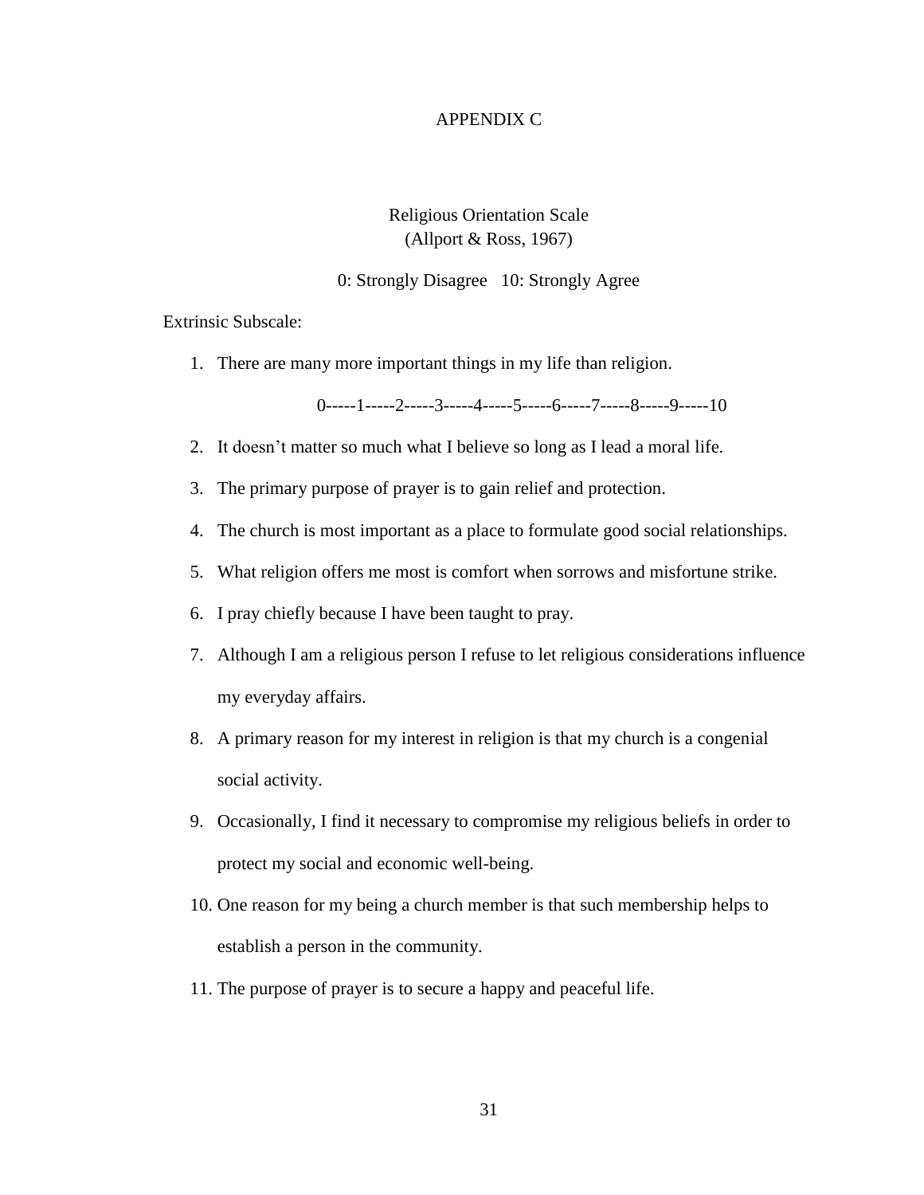# APPENDIX C

## Religious Orientation Scale
(Allport & Ross, 1967)

0: Strongly Disagree   10: Strongly Agree

Extrinsic Subscale:

1. There are many more important things in my life than religion.

   0-----1-----2-----3-----4-----5-----6-----7-----8-----9-----10

2. It doesn't matter so much what I believe so long as I lead a moral life.
3. The primary purpose of prayer is to gain relief and protection.
4. The church is most important as a place to formulate good social relationships.
5. What religion offers me most is comfort when sorrows and misfortune strike.
6. I pray chiefly because I have been taught to pray.
7. Although I am a religious person I refuse to let religious considerations influence my everyday affairs.
8. A primary reason for my interest in religion is that my church is a congenial social activity.
9. Occasionally, I find it necessary to compromise my religious beliefs in order to protect my social and economic well-being.
10. One reason for my being a church member is that such membership helps to establish a person in the community.
11. The purpose of prayer is to secure a happy and peaceful life.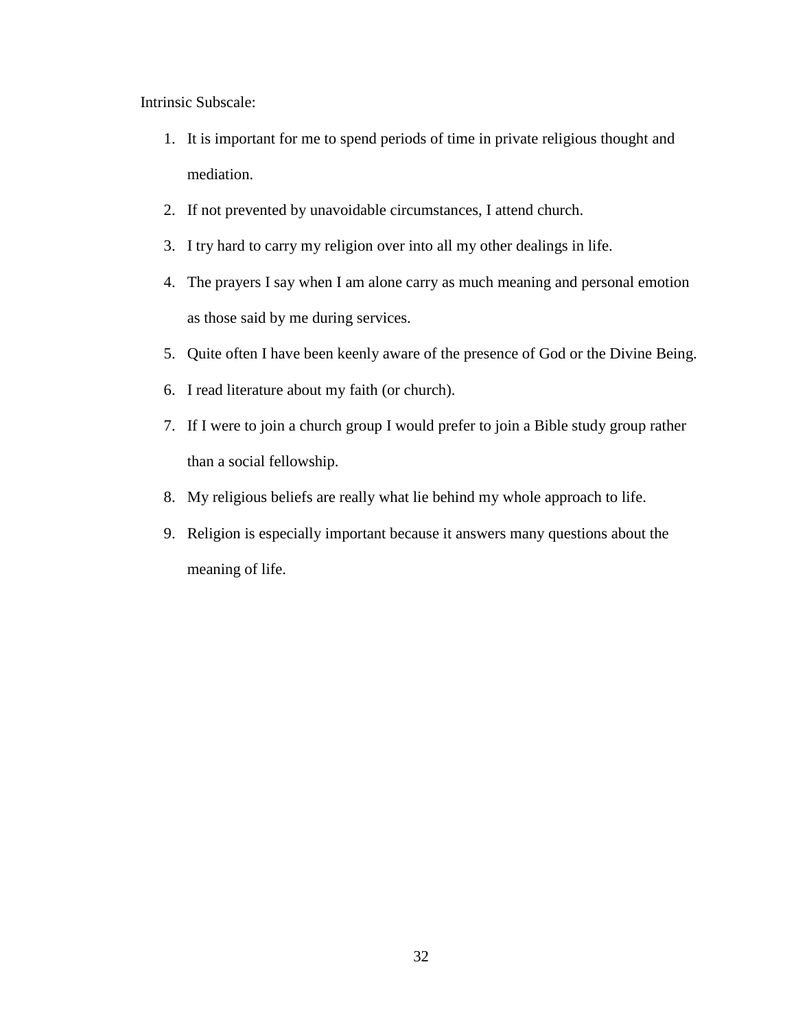Intrinsic Subscale:

1. It is important for me to spend periods of time in private religious thought and mediation.
2. If not prevented by unavoidable circumstances, I attend church.
3. I try hard to carry my religion over into all my other dealings in life.
4. The prayers I say when I am alone carry as much meaning and personal emotion as those said by me during services.
5. Quite often I have been keenly aware of the presence of God or the Divine Being.
6. I read literature about my faith (or church).
7. If I were to join a church group I would prefer to join a Bible study group rather than a social fellowship.
8. My religious beliefs are really what lie behind my whole approach to life.
9. Religion is especially important because it answers many questions about the meaning of life.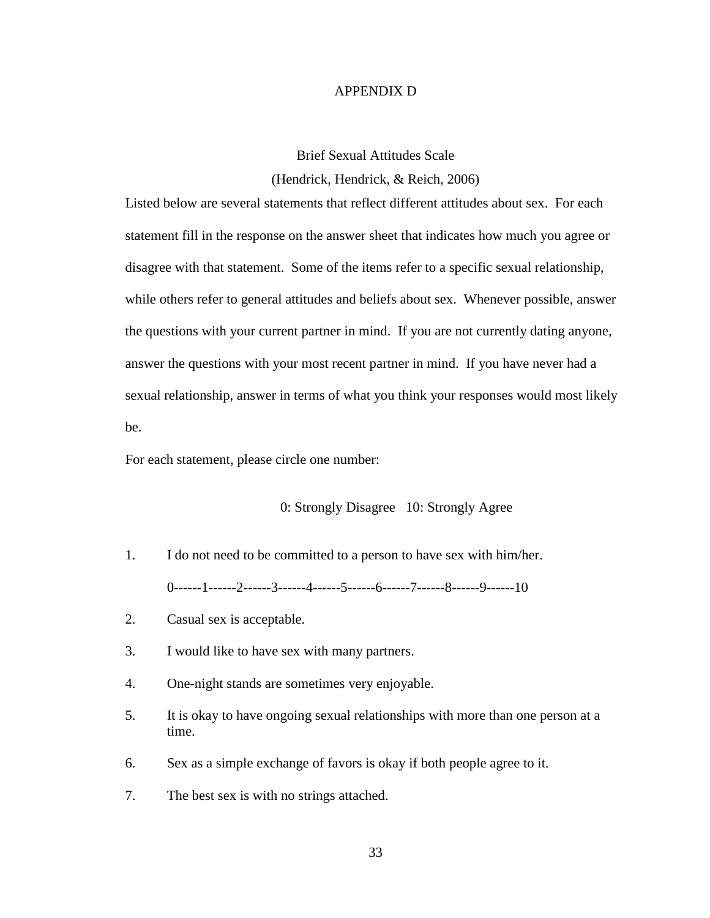# APPENDIX D

## Brief Sexual Attitudes Scale

(Hendrick, Hendrick, & Reich, 2006)

Listed below are several statements that reflect different attitudes about sex. For each statement fill in the response on the answer sheet that indicates how much you agree or disagree with that statement. Some of the items refer to a specific sexual relationship, while others refer to general attitudes and beliefs about sex. Whenever possible, answer the questions with your current partner in mind. If you are not currently dating anyone, answer the questions with your most recent partner in mind. If you have never had a sexual relationship, answer in terms of what you think your responses would most likely be.

For each statement, please circle one number:

0: Strongly Disagree   10: Strongly Agree

1. I do not need to be committed to a person to have sex with him/her.

   0------1------2------3------4------5------6------7------8------9------10

2. Casual sex is acceptable.
3. I would like to have sex with many partners.
4. One-night stands are sometimes very enjoyable.
5. It is okay to have ongoing sexual relationships with more than one person at a time.
6. Sex as a simple exchange of favors is okay if both people agree to it.
7. The best sex is with no strings attached.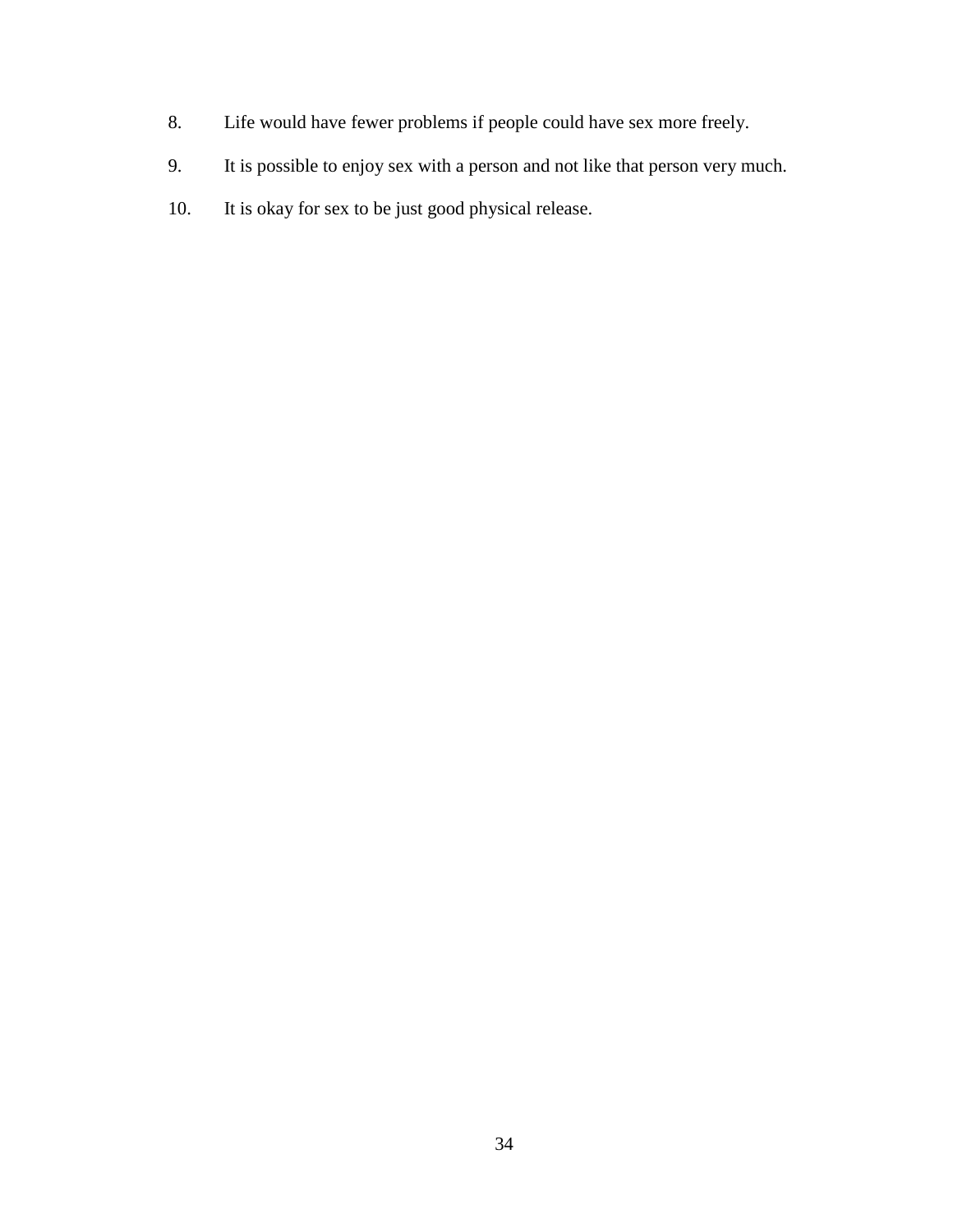8. Life would have fewer problems if people could have sex more freely.

9. It is possible to enjoy sex with a person and not like that person very much.

10. It is okay for sex to be just good physical release.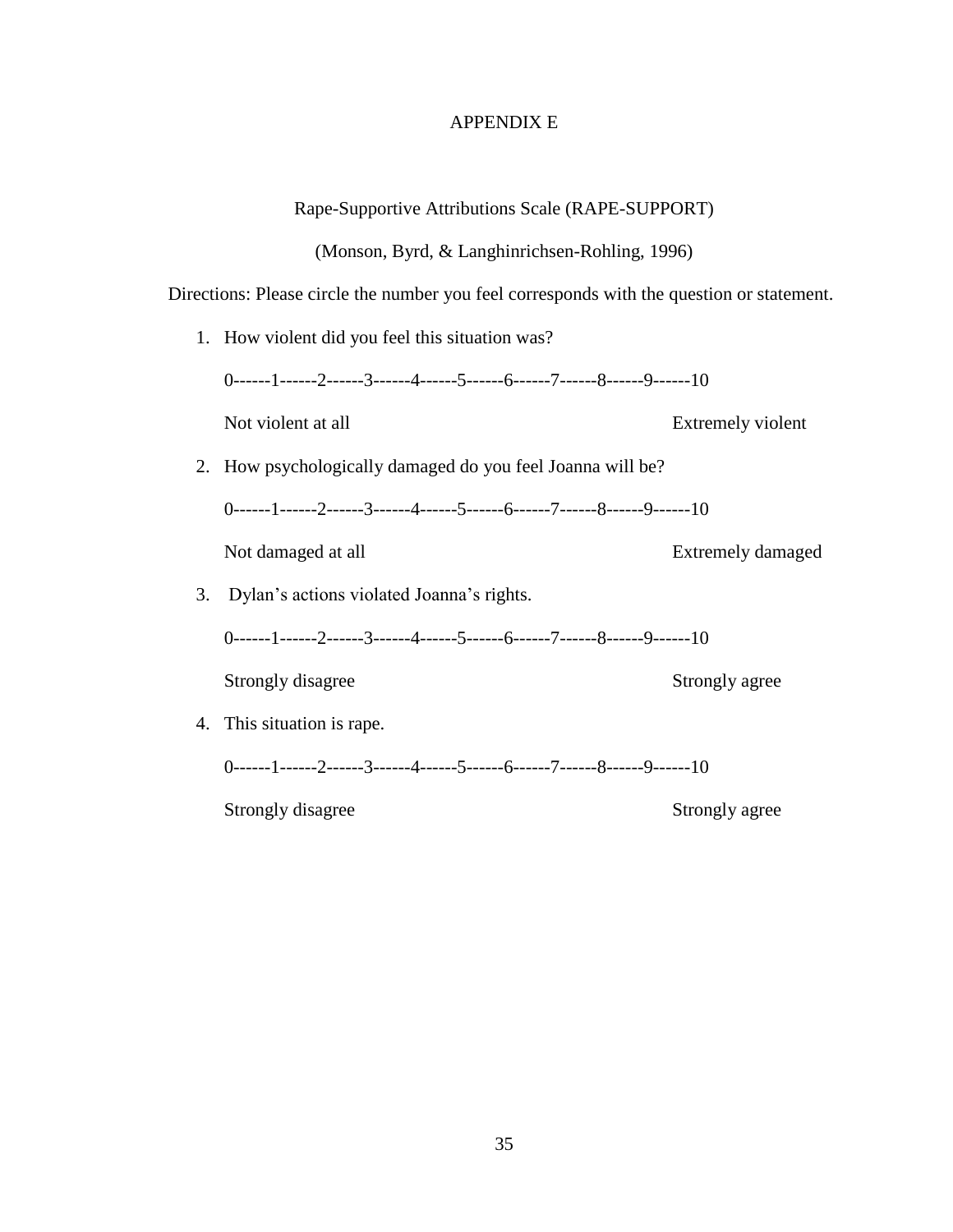# APPENDIX E

## Rape-Supportive Attributions Scale (RAPE-SUPPORT)

(Monson, Byrd, & Langhinrichsen-Rohling, 1996)

Directions: Please circle the number you feel corresponds with the question or statement.

1. How violent did you feel this situation was?

   0------1------2------3------4------5------6------7------8------9------10

   Not violent at all                                                                    Extremely violent

2. How psychologically damaged do you feel Joanna will be?

   0------1------2------3------4------5------6------7------8------9------10

   Not damaged at all                                                                    Extremely damaged

3. Dylan's actions violated Joanna's rights.

   0------1------2------3------4------5------6------7------8------9------10

   Strongly disagree                                                                    Strongly agree

4. This situation is rape.

   0------1------2------3------4------5------6------7------8------9------10

   Strongly disagree                                                                    Strongly agree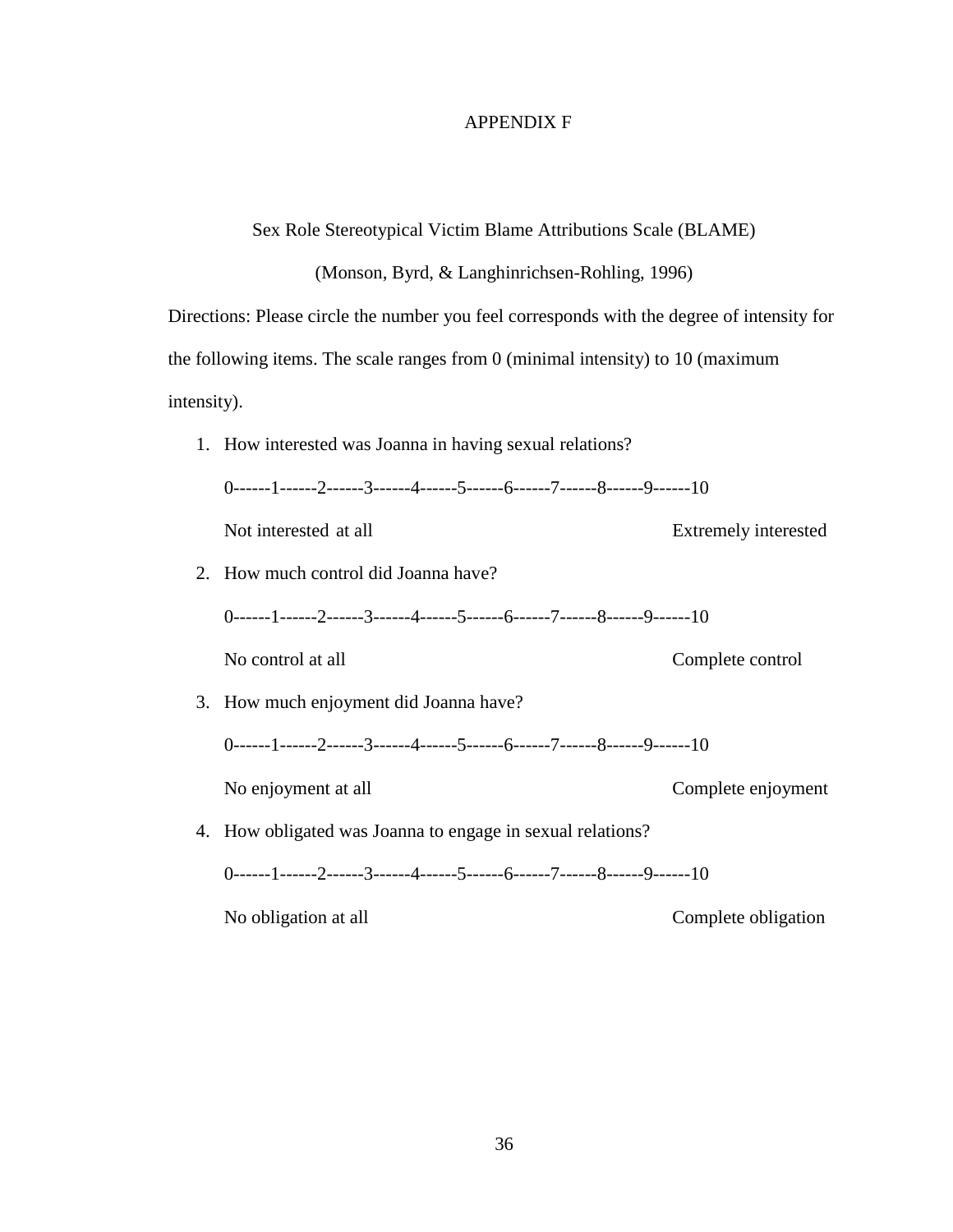# APPENDIX F

## Sex Role Stereotypical Victim Blame Attributions Scale (BLAME)

(Monson, Byrd, & Langhinrichsen-Rohling, 1996)

Directions: Please circle the number you feel corresponds with the degree of intensity for the following items. The scale ranges from 0 (minimal intensity) to 10 (maximum intensity).

1. How interested was Joanna in having sexual relations?

   0------1------2------3------4------5------6------7------8------9------10

   Not interested at all — Extremely interested

2. How much control did Joanna have?

   0------1------2------3------4------5------6------7------8------9------10

   No control at all — Complete control

3. How much enjoyment did Joanna have?

   0------1------2------3------4------5------6------7------8------9------10

   No enjoyment at all — Complete enjoyment

4. How obligated was Joanna to engage in sexual relations?

   0------1------2------3------4------5------6------7------8------9------10

   No obligation at all — Complete obligation